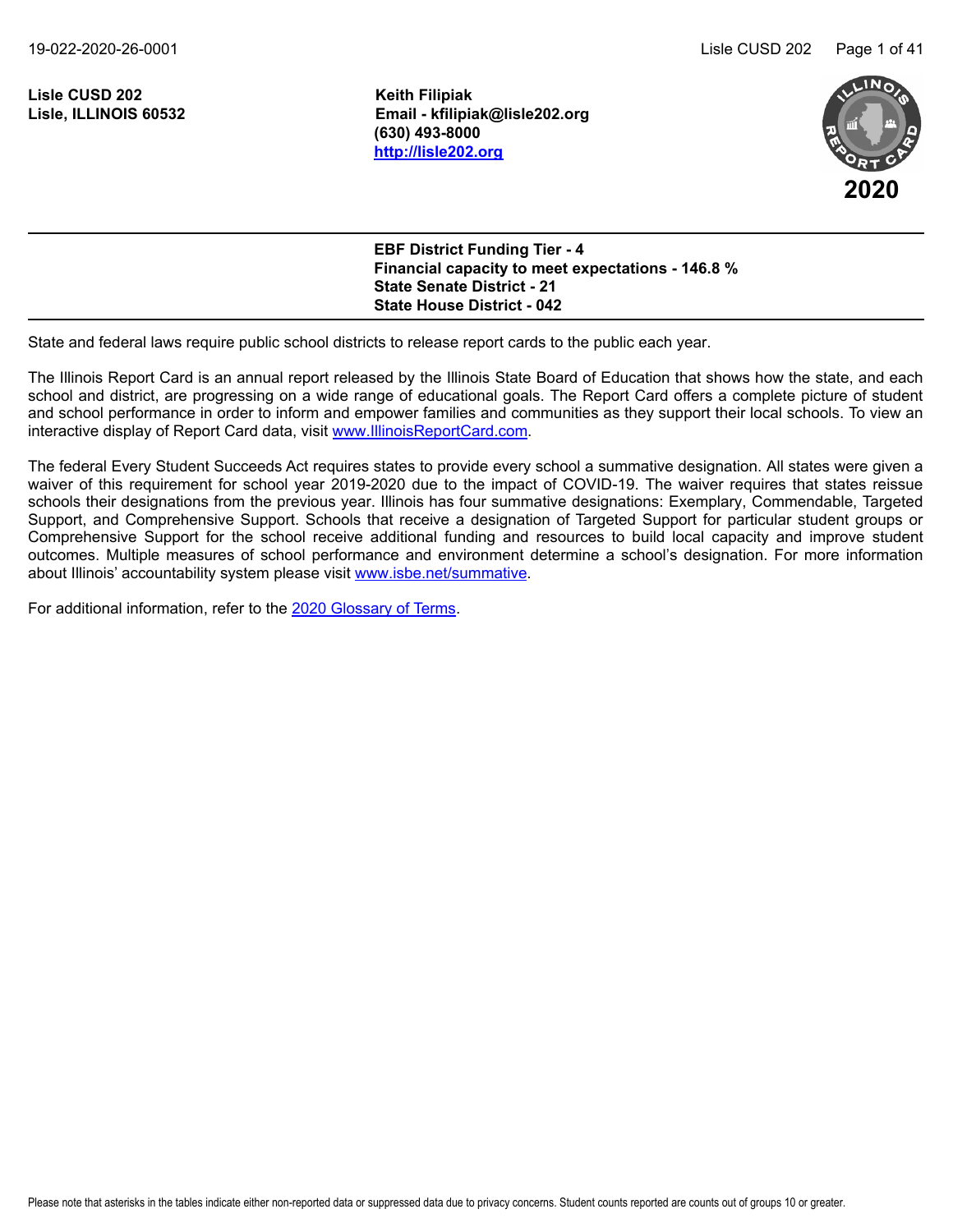**Lisle CUSD 202**
**Lisle, ILLINOIS 60532**

**Keith Filipiak**
**Email - kfilipiak@lisle202.org**
**(630) 493-8000**
**[http://lisle202.org](http://lisle202.org)**

**2020**

---

**EBF District Funding Tier - 4**
**Financial capacity to meet expectations - 146.8 %**
**State Senate District - 21**
**State House District - 042**

---

State and federal laws require public school districts to release report cards to the public each year.

The Illinois Report Card is an annual report released by the Illinois State Board of Education that shows how the state, and each school and district, are progressing on a wide range of educational goals. The Report Card offers a complete picture of student and school performance in order to inform and empower families and communities as they support their local schools. To view an interactive display of Report Card data, visit [www.IllinoisReportCard.com](www.IllinoisReportCard.com).

The federal Every Student Succeeds Act requires states to provide every school a summative designation. All states were given a waiver of this requirement for school year 2019-2020 due to the impact of COVID-19. The waiver requires that states reissue schools their designations from the previous year. Illinois has four summative designations: Exemplary, Commendable, Targeted Support, and Comprehensive Support. Schools that receive a designation of Targeted Support for particular student groups or Comprehensive Support for the school receive additional funding and resources to build local capacity and improve student outcomes. Multiple measures of school performance and environment determine a school's designation. For more information about Illinois' accountability system please visit [www.isbe.net/summative](www.isbe.net/summative).

For additional information, refer to the 2020 Glossary of Terms.

Please note that asterisks in the tables indicate either non-reported data or suppressed data due to privacy concerns. Student counts reported are counts out of groups 10 or greater.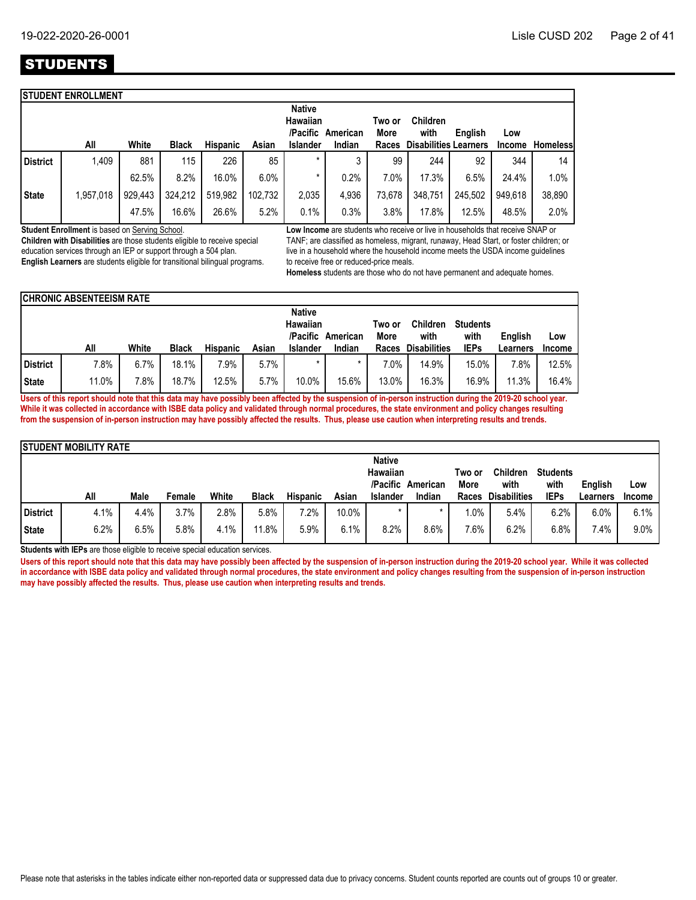# STUDENTS

## STUDENT ENROLLMENT

| | All | White | Black | Hispanic | Asian | Native Hawaiian /Pacific Islander | American Indian | Two or More Races | Children with Disabilities | English Learners | Low Income | Homeless |
|---|---|---|---|---|---|---|---|---|---|---|---|---|
| District | 1,409 | 881 | 115 | 226 | 85 | * | 3 | 99 | 244 | 92 | 344 | 14 |
| | | 62.5% | 8.2% | 16.0% | 6.0% | * | 0.2% | 7.0% | 17.3% | 6.5% | 24.4% | 1.0% |
| State | 1,957,018 | 929,443 | 324,212 | 519,982 | 102,732 | 2,035 | 4,936 | 73,678 | 348,751 | 245,502 | 949,618 | 38,890 |
| | | 47.5% | 16.6% | 26.6% | 5.2% | 0.1% | 0.3% | 3.8% | 17.8% | 12.5% | 48.5% | 2.0% |

**Student Enrollment** is based on Serving School.

**Children with Disabilities** are those students eligible to receive special education services through an IEP or support through a 504 plan.

**English Learners** are students eligible for transitional bilingual programs.

**Low Income** are students who receive or live in households that receive SNAP or TANF; are classified as homeless, migrant, runaway, Head Start, or foster children; or live in a household where the household income meets the USDA income guidelines to receive free or reduced-price meals.

**Homeless** students are those who do not have permanent and adequate homes.

## CHRONIC ABSENTEEISM RATE

| | All | White | Black | Hispanic | Asian | Native Hawaiian /Pacific Islander | American Indian | Two or More Races | Children with Disabilities | Students with IEPs | English Learners | Low Income |
|---|---|---|---|---|---|---|---|---|---|---|---|---|
| District | 7.8% | 6.7% | 18.1% | 7.9% | 5.7% | * | * | 7.0% | 14.9% | 15.0% | 7.8% | 12.5% |
| State | 11.0% | 7.8% | 18.7% | 12.5% | 5.7% | 10.0% | 15.6% | 13.0% | 16.3% | 16.9% | 11.3% | 16.4% |

**Users of this report should note that this data may have possibly been affected by the suspension of in-person instruction during the 2019-20 school year. While it was collected in accordance with ISBE data policy and validated through normal procedures, the state environment and policy changes resulting from the suspension of in-person instruction may have possibly affected the results. Thus, please use caution when interpreting results and trends.**

## STUDENT MOBILITY RATE

| | All | Male | Female | White | Black | Hispanic | Asian | Native Hawaiian /Pacific Islander | American Indian | Two or More Races | Children with Disabilities | Students with IEPs | English Learners | Low Income |
|---|---|---|---|---|---|---|---|---|---|---|---|---|---|---|
| District | 4.1% | 4.4% | 3.7% | 2.8% | 5.8% | 7.2% | 10.0% | * | * | 1.0% | 5.4% | 6.2% | 6.0% | 6.1% |
| State | 6.2% | 6.5% | 5.8% | 4.1% | 11.8% | 5.9% | 6.1% | 8.2% | 8.6% | 7.6% | 6.2% | 6.8% | 7.4% | 9.0% |

**Students with IEPs** are those eligible to receive special education services.

**Users of this report should note that this data may have possibly been affected by the suspension of in-person instruction during the 2019-20 school year. While it was collected in accordance with ISBE data policy and validated through normal procedures, the state environment and policy changes resulting from the suspension of in-person instruction may have possibly affected the results. Thus, please use caution when interpreting results and trends.**

Please note that asterisks in the tables indicate either non-reported data or suppressed data due to privacy concerns. Student counts reported are counts out of groups 10 or greater.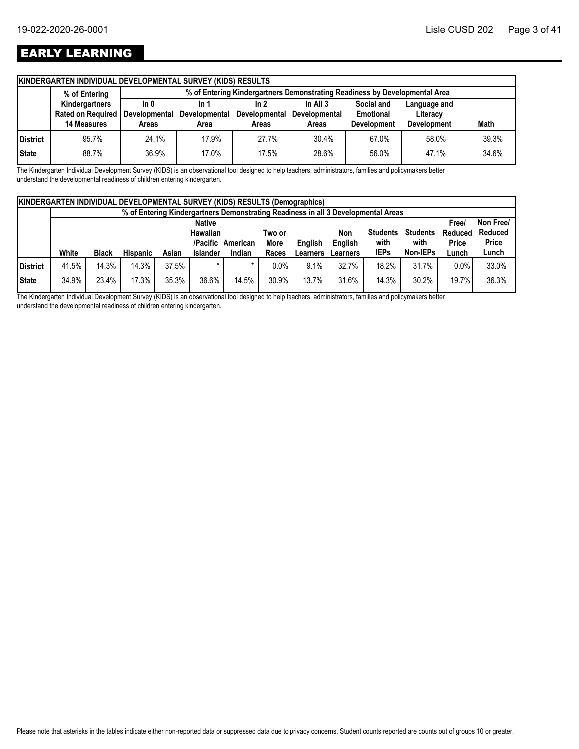# EARLY LEARNING

| KINDERGARTEN INDIVIDUAL DEVELOPMENTAL SURVEY (KIDS) RESULTS | | | | | | | | |
|---|---|---|---|---|---|---|---|---|
| | % of Entering Kindergartners Rated on Required 14 Measures | % of Entering Kindergartners Demonstrating Readiness by Developmental Area | | | | | | |
| | | In 0 Developmental Areas | In 1 Developmental Area | In 2 Developmental Areas | In All 3 Developmental Areas | Social and Emotional Development | Language and Literacy Development | Math |
| **District** | 95.7% | 24.1% | 17.9% | 27.7% | 30.4% | 67.0% | 58.0% | 39.3% |
| **State** | 88.7% | 36.9% | 17.0% | 17.5% | 28.6% | 56.0% | 47.1% | 34.6% |

The Kindergarten Individual Development Survey (KIDS) is an observational tool designed to help teachers, administrators, families and policymakers better understand the developmental readiness of children entering kindergarten.

| KINDERGARTEN INDIVIDUAL DEVELOPMENTAL SURVEY (KIDS) RESULTS (Demographics) | | | | | | | | | | | | | | |
|---|---|---|---|---|---|---|---|---|---|---|---|---|---|---|
| | % of Entering Kindergartners Demonstrating Readiness in all 3 Developmental Areas | | | | | | | | | | | | | |
| | White | Black | Hispanic | Asian | Native Hawaiian /Pacific Islander | American Indian | Two or More Races | English Learners | Non English Learners | Students with IEPs | Students with Non-IEPs | Free/ Reduced Price Lunch | Non Free/ Reduced Price Lunch |
| **District** | 41.5% | 14.3% | 14.3% | 37.5% | * | * | 0.0% | 9.1% | 32.7% | 18.2% | 31.7% | 0.0% | 33.0% |
| **State** | 34.9% | 23.4% | 17.3% | 35.3% | 36.6% | 14.5% | 30.9% | 13.7% | 31.6% | 14.3% | 30.2% | 19.7% | 36.3% |

The Kindergarten Individual Development Survey (KIDS) is an observational tool designed to help teachers, administrators, families and policymakers better understand the developmental readiness of children entering kindergarten.

Please note that asterisks in the tables indicate either non-reported data or suppressed data due to privacy concerns. Student counts reported are counts out of groups 10 or greater.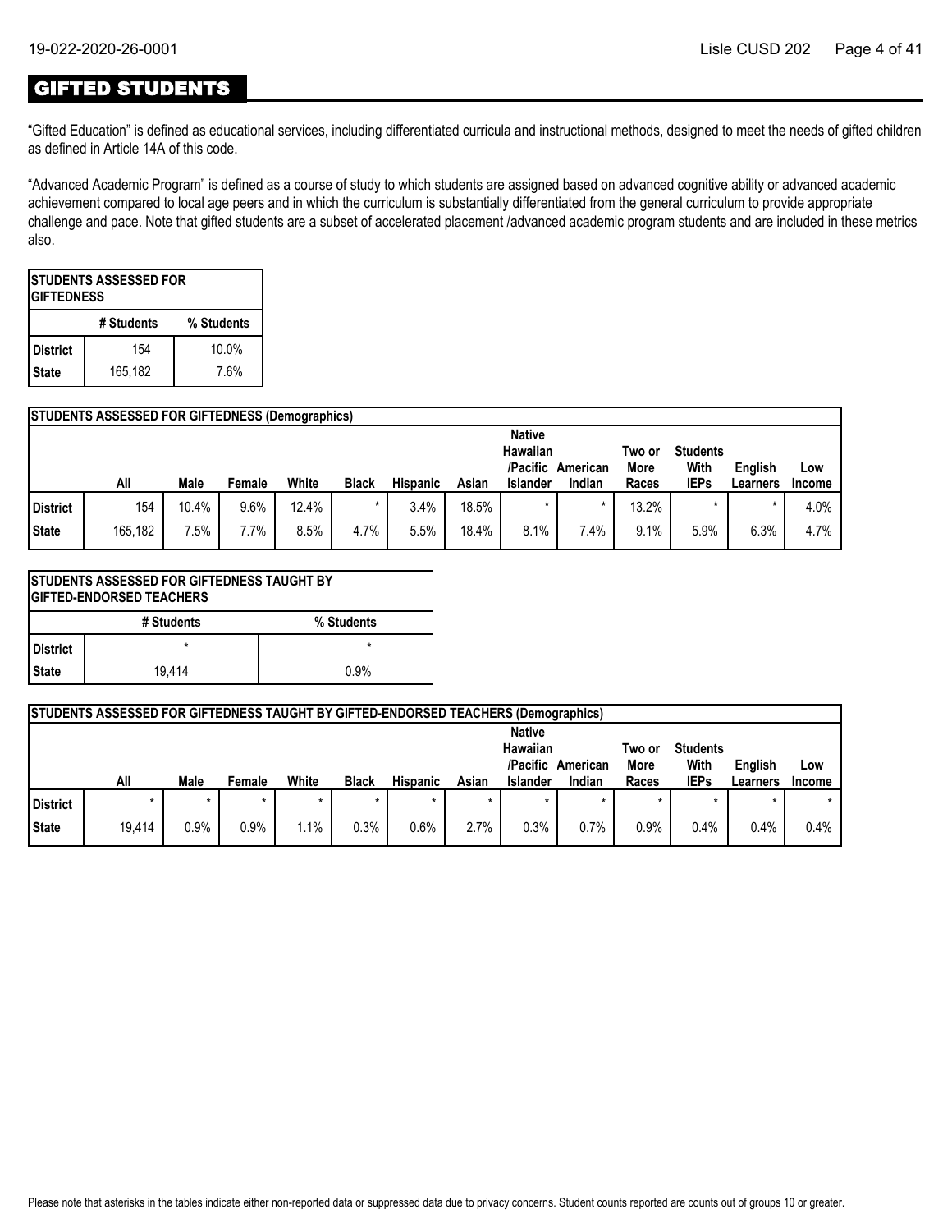## GIFTED STUDENTS

"Gifted Education" is defined as educational services, including differentiated curricula and instructional methods, designed to meet the needs of gifted children as defined in Article 14A of this code.

"Advanced Academic Program" is defined as a course of study to which students are assigned based on advanced cognitive ability or advanced academic achievement compared to local age peers and in which the curriculum is substantially differentiated from the general curriculum to provide appropriate challenge and pace. Note that gifted students are a subset of accelerated placement /advanced academic program students and are included in these metrics also.

| STUDENTS ASSESSED FOR GIFTEDNESS | | |
|---|---|---|
| | # Students | % Students |
| District | 154 | 10.0% |
| State | 165,182 | 7.6% |

| STUDENTS ASSESSED FOR GIFTEDNESS (Demographics) | | | | | | | | | | | | | |
|---|---|---|---|---|---|---|---|---|---|---|---|---|---|
| | All | Male | Female | White | Black | Hispanic | Asian | Native Hawaiian /Pacific Islander | American Indian | Two or More Races | Students With IEPs | English Learners | Low Income |
| District | 154 | 10.4% | 9.6% | 12.4% | * | 3.4% | 18.5% | * | * | 13.2% | * | * | 4.0% |
| State | 165,182 | 7.5% | 7.7% | 8.5% | 4.7% | 5.5% | 18.4% | 8.1% | 7.4% | 9.1% | 5.9% | 6.3% | 4.7% |

| STUDENTS ASSESSED FOR GIFTEDNESS TAUGHT BY GIFTED-ENDORSED TEACHERS | | |
|---|---|---|
| | # Students | % Students |
| District | * | * |
| State | 19,414 | 0.9% |

| STUDENTS ASSESSED FOR GIFTEDNESS TAUGHT BY GIFTED-ENDORSED TEACHERS (Demographics) | | | | | | | | | | | | | |
|---|---|---|---|---|---|---|---|---|---|---|---|---|---|
| | All | Male | Female | White | Black | Hispanic | Asian | Native Hawaiian /Pacific Islander | American Indian | Two or More Races | Students With IEPs | English Learners | Low Income |
| District | * | * | * | * | * | * | * | * | * | * | * | * | * |
| State | 19,414 | 0.9% | 0.9% | 1.1% | 0.3% | 0.6% | 2.7% | 0.3% | 0.7% | 0.9% | 0.4% | 0.4% | 0.4% |

Please note that asterisks in the tables indicate either non-reported data or suppressed data due to privacy concerns. Student counts reported are counts out of groups 10 or greater.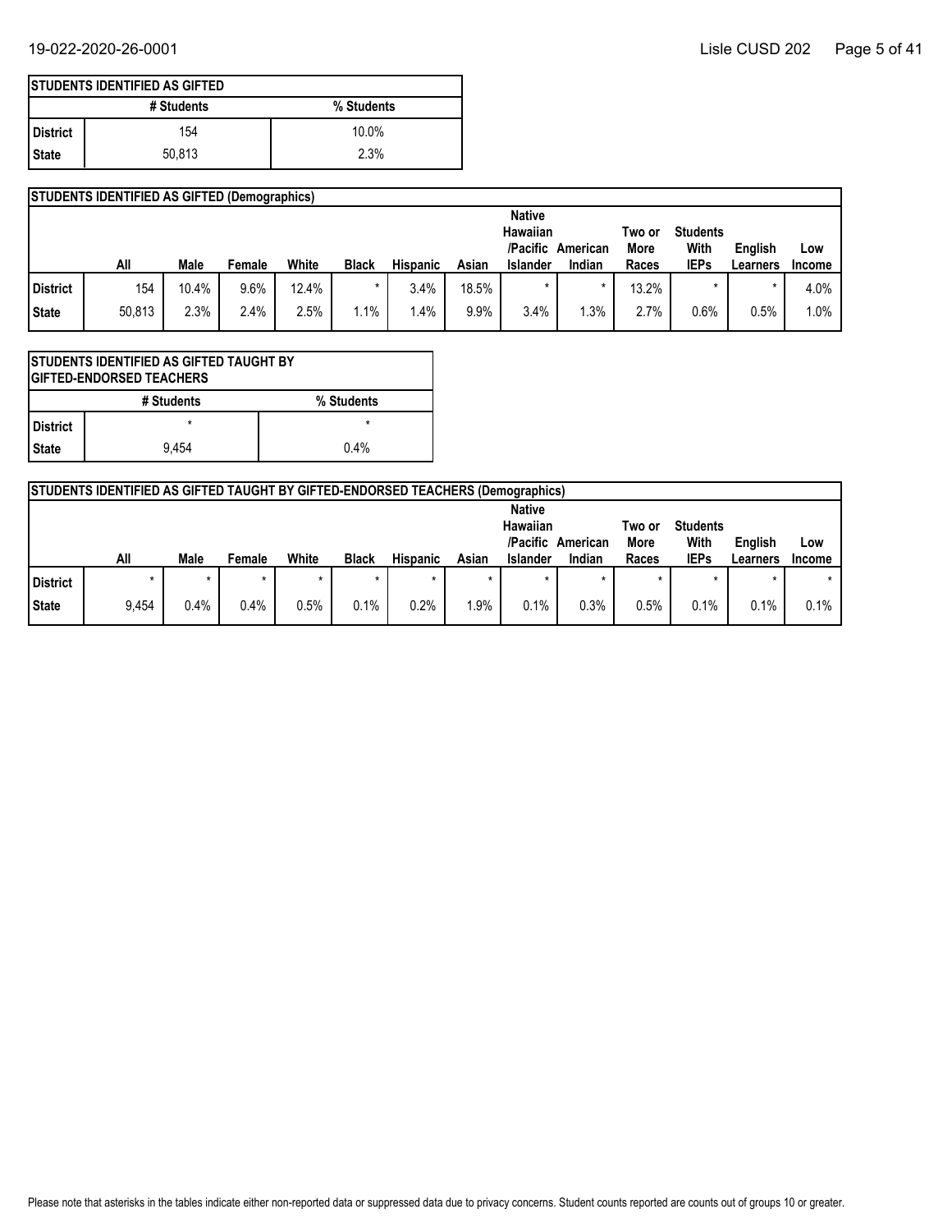| STUDENTS IDENTIFIED AS GIFTED | | |
|---|---|---|
| | # Students | % Students |
| District | 154 | 10.0% |
| State | 50,813 | 2.3% |

| STUDENTS IDENTIFIED AS GIFTED (Demographics) | | | | | | | | | | | | | |
|---|---|---|---|---|---|---|---|---|---|---|---|---|---|
| | All | Male | Female | White | Black | Hispanic | Asian | Native Hawaiian /Pacific Islander | American Indian | Two or More Races | Students With IEPs | English Learners | Low Income |
| District | 154 | 10.4% | 9.6% | 12.4% | * | 3.4% | 18.5% | * | * | 13.2% | * | * | 4.0% |
| State | 50,813 | 2.3% | 2.4% | 2.5% | 1.1% | 1.4% | 9.9% | 3.4% | 1.3% | 2.7% | 0.6% | 0.5% | 1.0% |

| STUDENTS IDENTIFIED AS GIFTED TAUGHT BY GIFTED-ENDORSED TEACHERS | | |
|---|---|---|
| | # Students | % Students |
| District | * | * |
| State | 9,454 | 0.4% |

| STUDENTS IDENTIFIED AS GIFTED TAUGHT BY GIFTED-ENDORSED TEACHERS (Demographics) | | | | | | | | | | | | | |
|---|---|---|---|---|---|---|---|---|---|---|---|---|---|
| | All | Male | Female | White | Black | Hispanic | Asian | Native Hawaiian /Pacific Islander | American Indian | Two or More Races | Students With IEPs | English Learners | Low Income |
| District | * | * | * | * | * | * | * | * | * | * | * | * | * |
| State | 9,454 | 0.4% | 0.4% | 0.5% | 0.1% | 0.2% | 1.9% | 0.1% | 0.3% | 0.5% | 0.1% | 0.1% | 0.1% |

Please note that asterisks in the tables indicate either non-reported data or suppressed data due to privacy concerns. Student counts reported are counts out of groups 10 or greater.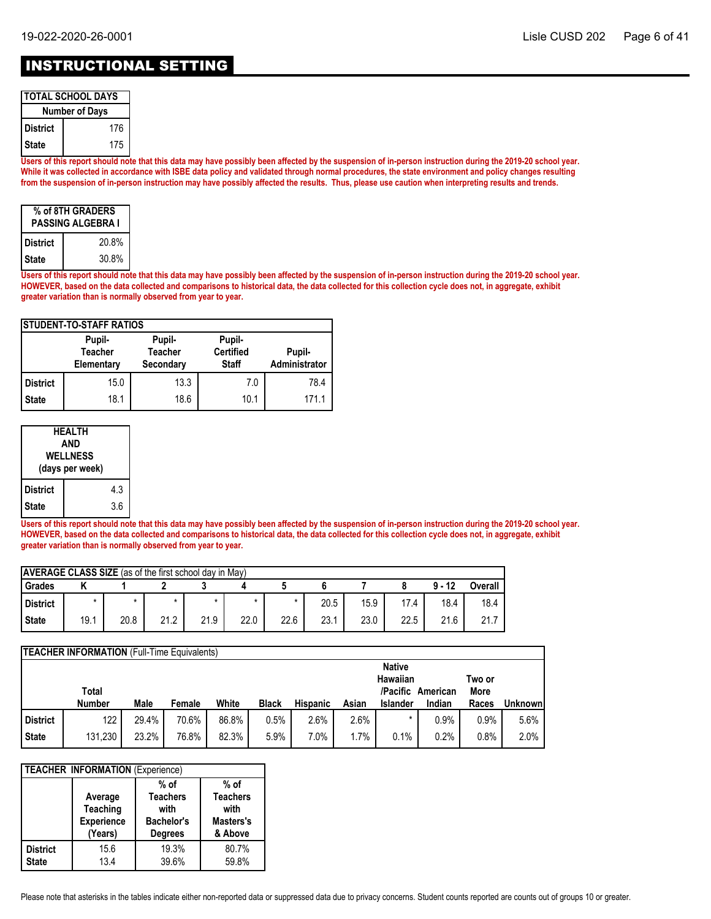# INSTRUCTIONAL SETTING

| TOTAL SCHOOL DAYS | |
|---|---|
| | Number of Days |
| District | 176 |
| State | 175 |

**Users of this report should note that this data may have possibly been affected by the suspension of in-person instruction during the 2019-20 school year. While it was collected in accordance with ISBE data policy and validated through normal procedures, the state environment and policy changes resulting from the suspension of in-person instruction may have possibly affected the results. Thus, please use caution when interpreting results and trends.**

| % of 8TH GRADERS PASSING ALGEBRA I | |
|---|---|
| District | 20.8% |
| State | 30.8% |

**Users of this report should note that this data may have possibly been affected by the suspension of in-person instruction during the 2019-20 school year. HOWEVER, based on the data collected and comparisons to historical data, the data collected for this collection cycle does not, in aggregate, exhibit greater variation than is normally observed from year to year.**

| STUDENT-TO-STAFF RATIOS | | | | |
|---|---|---|---|---|
| | Pupil-Teacher Elementary | Pupil-Teacher Secondary | Pupil-Certified Staff | Pupil-Administrator |
| District | 15.0 | 13.3 | 7.0 | 78.4 |
| State | 18.1 | 18.6 | 10.1 | 171.1 |

| HEALTH AND WELLNESS (days per week) | |
|---|---|
| District | 4.3 |
| State | 3.6 |

**Users of this report should note that this data may have possibly been affected by the suspension of in-person instruction during the 2019-20 school year. HOWEVER, based on the data collected and comparisons to historical data, the data collected for this collection cycle does not, in aggregate, exhibit greater variation than is normally observed from year to year.**

| **AVERAGE CLASS SIZE** (as of the first school day in May) | | | | | | | | | | | |
|---|---|---|---|---|---|---|---|---|---|---|---|
| Grades | K | 1 | 2 | 3 | 4 | 5 | 6 | 7 | 8 | 9 - 12 | Overall |
| District | * | * | * | * | * | * | 20.5 | 15.9 | 17.4 | 18.4 | 18.4 |
| State | 19.1 | 20.8 | 21.2 | 21.9 | 22.0 | 22.6 | 23.1 | 23.0 | 22.5 | 21.6 | 21.7 |

| **TEACHER INFORMATION** (Full-Time Equivalents) | | | | | | | | | | | |
|---|---|---|---|---|---|---|---|---|---|---|---|
| | Total Number | Male | Female | White | Black | Hispanic | Asian | Native Hawaiian /Pacific Islander | American Indian | Two or More Races | Unknown |
| District | 122 | 29.4% | 70.6% | 86.8% | 0.5% | 2.6% | 2.6% | * | 0.9% | 0.9% | 5.6% |
| State | 131,230 | 23.2% | 76.8% | 82.3% | 5.9% | 7.0% | 1.7% | 0.1% | 0.2% | 0.8% | 2.0% |

| **TEACHER INFORMATION** (Experience) | | | |
|---|---|---|---|
| | Average Teaching Experience (Years) | % of Teachers with Bachelor's Degrees | % of Teachers with Masters's & Above |
| District | 15.6 | 19.3% | 80.7% |
| State | 13.4 | 39.6% | 59.8% |

Please note that asterisks in the tables indicate either non-reported data or suppressed data due to privacy concerns. Student counts reported are counts out of groups 10 or greater.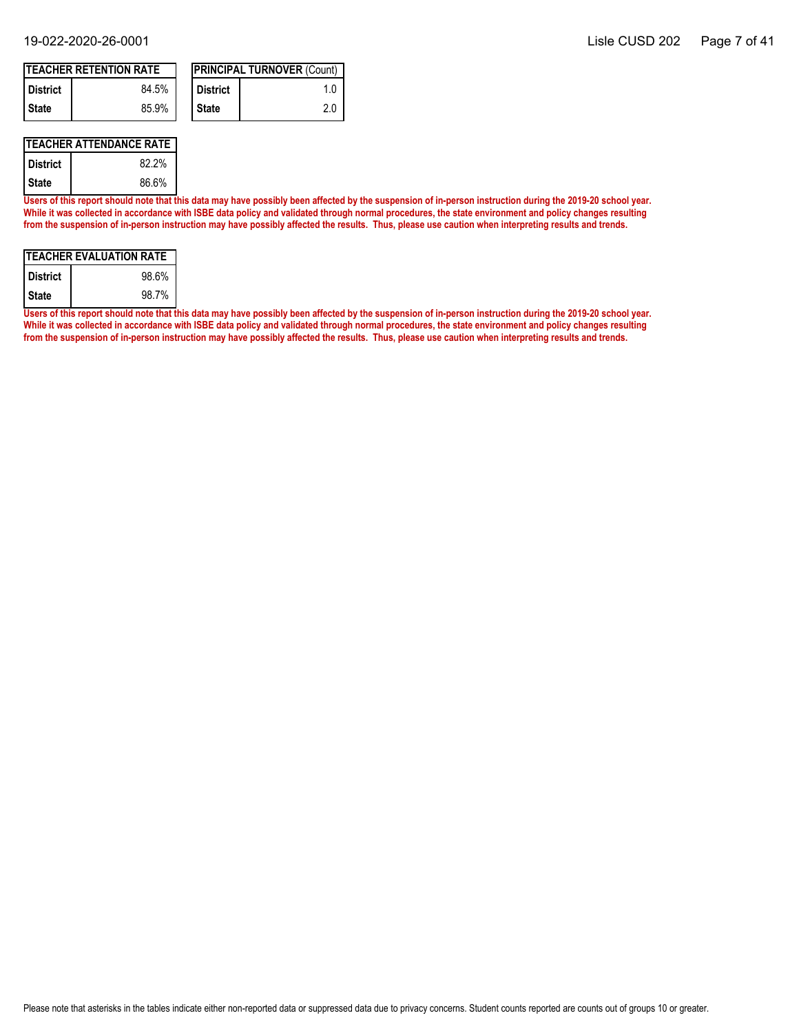| TEACHER RETENTION RATE | |
|---|---|
| District | 84.5% |
| State | 85.9% |

| PRINCIPAL TURNOVER (Count) | |
|---|---|
| District | 1.0 |
| State | 2.0 |

| TEACHER ATTENDANCE RATE | |
|---|---|
| District | 82.2% |
| State | 86.6% |

**Users of this report should note that this data may have possibly been affected by the suspension of in-person instruction during the 2019-20 school year. While it was collected in accordance with ISBE data policy and validated through normal procedures, the state environment and policy changes resulting from the suspension of in-person instruction may have possibly affected the results. Thus, please use caution when interpreting results and trends.**

| TEACHER EVALUATION RATE | |
|---|---|
| District | 98.6% |
| State | 98.7% |

**Users of this report should note that this data may have possibly been affected by the suspension of in-person instruction during the 2019-20 school year. While it was collected in accordance with ISBE data policy and validated through normal procedures, the state environment and policy changes resulting from the suspension of in-person instruction may have possibly affected the results. Thus, please use caution when interpreting results and trends.**

Please note that asterisks in the tables indicate either non-reported data or suppressed data due to privacy concerns. Student counts reported are counts out of groups 10 or greater.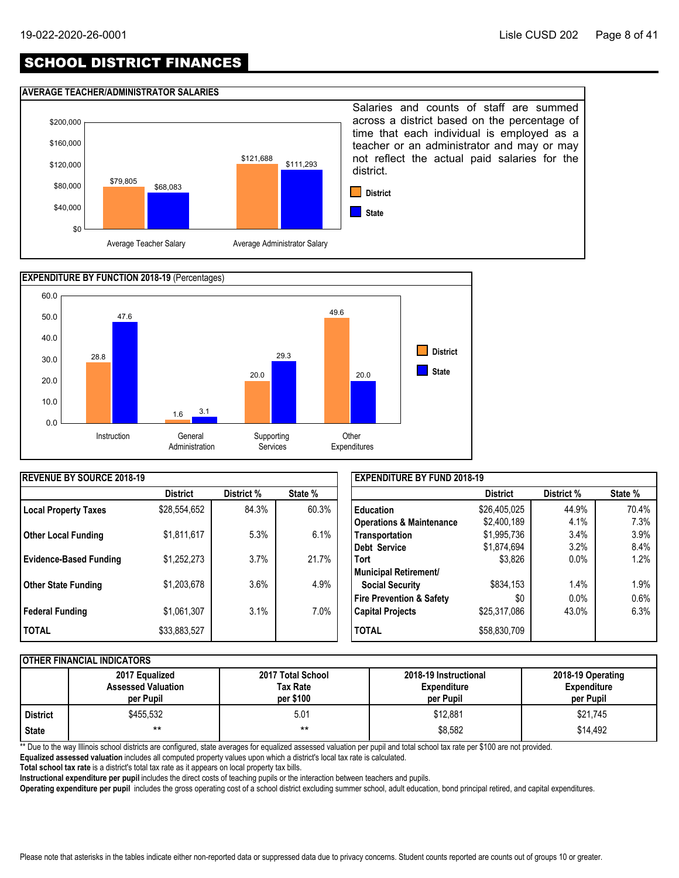# SCHOOL DISTRICT FINANCES

## AVERAGE TEACHER/ADMINISTRATOR SALARIES

| | District | State |
|---|---|---|
| Average Teacher Salary | $79,805 | $68,083 |
| Average Administrator Salary | $121,688 | $111,293 |

Salaries and counts of staff are summed across a district based on the percentage of time that each individual is employed as a teacher or an administrator and may or may not reflect the actual paid salaries for the district.

## EXPENDITURE BY FUNCTION 2018-19 (Percentages)

| | District | State |
|---|---|---|
| Instruction | 28.8 | 47.6 |
| General Administration | 1.6 | 3.1 |
| Supporting Services | 20.0 | 29.3 |
| Other Expenditures | 49.6 | 20.0 |

## REVENUE BY SOURCE 2018-19

| | District | District % | State % |
|---|---|---|---|
| **Local Property Taxes** | $28,554,652 | 84.3% | 60.3% |
| **Other Local Funding** | $1,811,617 | 5.3% | 6.1% |
| **Evidence-Based Funding** | $1,252,273 | 3.7% | 21.7% |
| **Other State Funding** | $1,203,678 | 3.6% | 4.9% |
| **Federal Funding** | $1,061,307 | 3.1% | 7.0% |
| **TOTAL** | $33,883,527 | | |

## EXPENDITURE BY FUND 2018-19

| | District | District % | State % |
|---|---|---|---|
| **Education** | $26,405,025 | 44.9% | 70.4% |
| **Operations & Maintenance** | $2,400,189 | 4.1% | 7.3% |
| **Transportation** | $1,995,736 | 3.4% | 3.9% |
| **Debt Service** | $1,874,694 | 3.2% | 8.4% |
| **Tort** | $3,826 | 0.0% | 1.2% |
| **Municipal Retirement/ Social Security** | $834,153 | 1.4% | 1.9% |
| **Fire Prevention & Safety** | $0 | 0.0% | 0.6% |
| **Capital Projects** | $25,317,086 | 43.0% | 6.3% |
| **TOTAL** | $58,830,709 | | |

## OTHER FINANCIAL INDICATORS

| | 2017 Equalized Assessed Valuation per Pupil | 2017 Total School Tax Rate per $100 | 2018-19 Instructional Expenditure per Pupil | 2018-19 Operating Expenditure per Pupil |
|---|---|---|---|---|
| **District** | $455,532 | 5.01 | $12,881 | $21,745 |
| **State** | ** | ** | $8,582 | $14,492 |

** Due to the way Illinois school districts are configured, state averages for equalized assessed valuation per pupil and total school tax rate per $100 are not provided.

**Equalized assessed valuation** includes all computed property values upon which a district's local tax rate is calculated.

**Total school tax rate** is a district's total tax rate as it appears on local property tax bills.

**Instructional expenditure per pupil** includes the direct costs of teaching pupils or the interaction between teachers and pupils.

**Operating expenditure per pupil** includes the gross operating cost of a school district excluding summer school, adult education, bond principal retired, and capital expenditures.

Please note that asterisks in the tables indicate either non-reported data or suppressed data due to privacy concerns. Student counts reported are counts out of groups 10 or greater.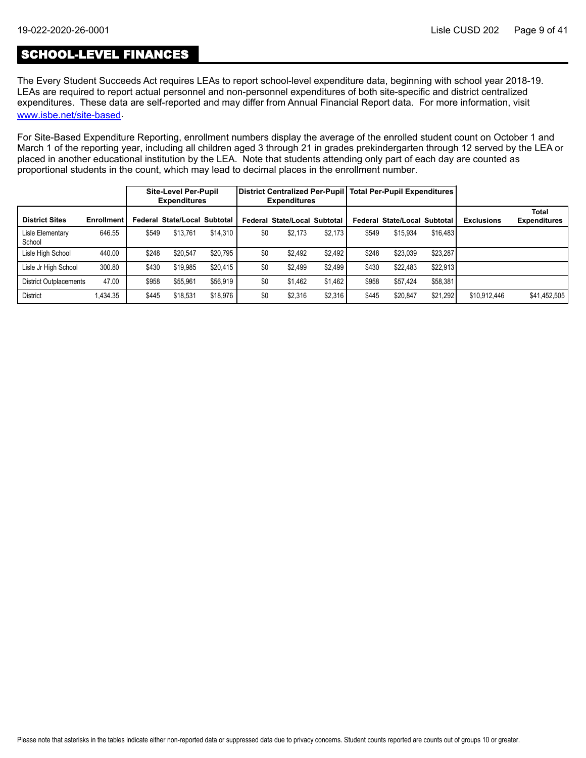## SCHOOL-LEVEL FINANCES

The Every Student Succeeds Act requires LEAs to report school-level expenditure data, beginning with school year 2018-19. LEAs are required to report actual personnel and non-personnel expenditures of both site-specific and district centralized expenditures. These data are self-reported and may differ from Annual Financial Report data. For more information, visit www.isbe.net/site-based.

For Site-Based Expenditure Reporting, enrollment numbers display the average of the enrolled student count on October 1 and March 1 of the reporting year, including all children aged 3 through 21 in grades prekindergarten through 12 served by the LEA or placed in another educational institution by the LEA. Note that students attending only part of each day are counted as proportional students in the count, which may lead to decimal places in the enrollment number.

| | | Site-Level Per-Pupil Expenditures | | | District Centralized Per-Pupil Expenditures | | | Total Per-Pupil Expenditures | | | | |
|---|---|---|---|---|---|---|---|---|---|---|---|---|
| **District Sites** | **Enrollment** | **Federal** | **State/Local** | **Subtotal** | **Federal** | **State/Local** | **Subtotal** | **Federal** | **State/Local** | **Subtotal** | **Exclusions** | **Total Expenditures** |
| Lisle Elementary School | 646.55 | $549 | $13,761 | $14,310 | $0 | $2,173 | $2,173 | $549 | $15,934 | $16,483 | | |
| Lisle High School | 440.00 | $248 | $20,547 | $20,795 | $0 | $2,492 | $2,492 | $248 | $23,039 | $23,287 | | |
| Lisle Jr High School | 300.80 | $430 | $19,985 | $20,415 | $0 | $2,499 | $2,499 | $430 | $22,483 | $22,913 | | |
| District Outplacements | 47.00 | $958 | $55,961 | $56,919 | $0 | $1,462 | $1,462 | $958 | $57,424 | $58,381 | | |
| District | 1,434.35 | $445 | $18,531 | $18,976 | $0 | $2,316 | $2,316 | $445 | $20,847 | $21,292 | $10,912,446 | $41,452,505 |

Please note that asterisks in the tables indicate either non-reported data or suppressed data due to privacy concerns. Student counts reported are counts out of groups 10 or greater.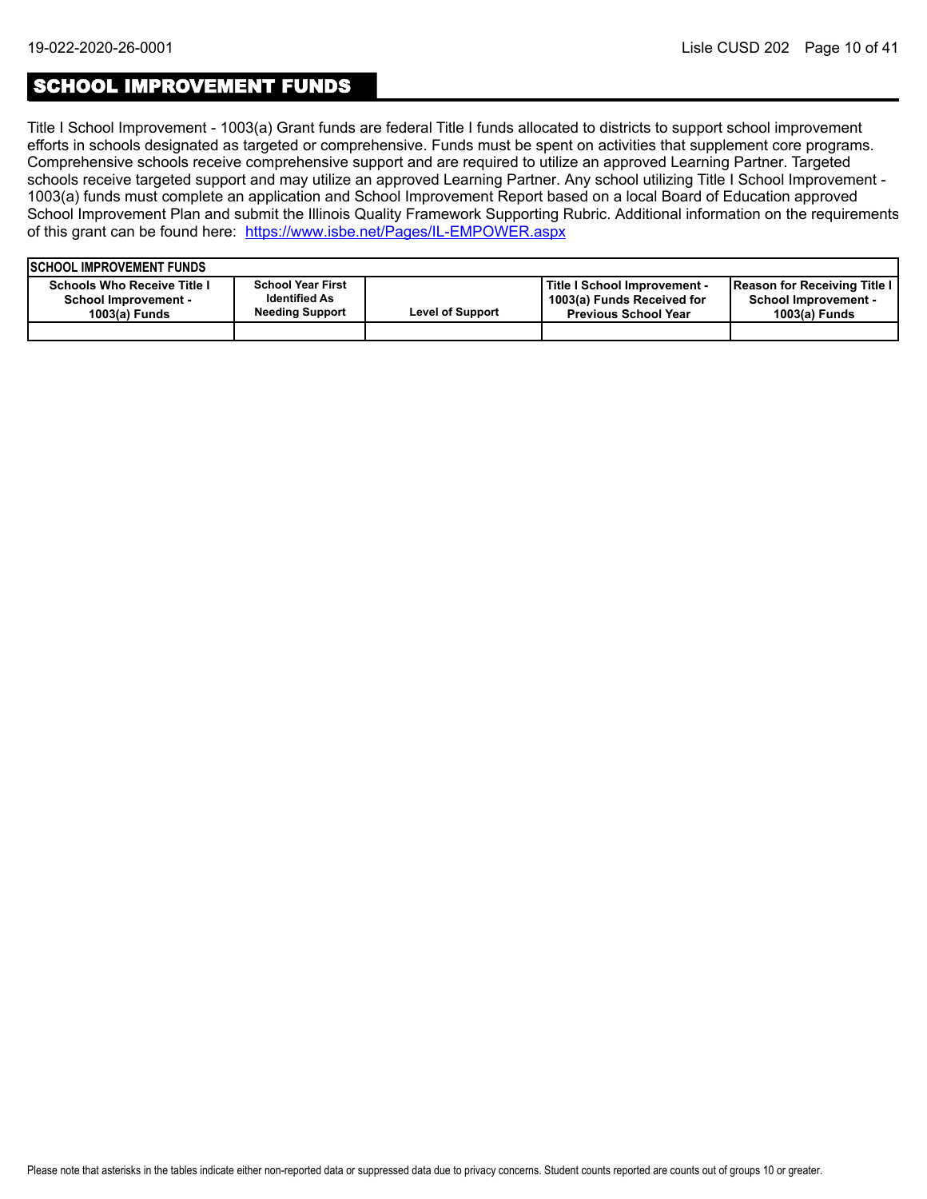## SCHOOL IMPROVEMENT FUNDS

Title I School Improvement - 1003(a) Grant funds are federal Title I funds allocated to districts to support school improvement efforts in schools designated as targeted or comprehensive. Funds must be spent on activities that supplement core programs. Comprehensive schools receive comprehensive support and are required to utilize an approved Learning Partner. Targeted schools receive targeted support and may utilize an approved Learning Partner. Any school utilizing Title I School Improvement - 1003(a) funds must complete an application and School Improvement Report based on a local Board of Education approved School Improvement Plan and submit the Illinois Quality Framework Supporting Rubric. Additional information on the requirements of this grant can be found here: [https://www.isbe.net/Pages/IL-EMPOWER.aspx](https://www.isbe.net/Pages/IL-EMPOWER.aspx)

| SCHOOL IMPROVEMENT FUNDS | | | | |
|---|---|---|---|---|
| Schools Who Receive Title I School Improvement - 1003(a) Funds | School Year First Identified As Needing Support | Level of Support | Title I School Improvement - 1003(a) Funds Received for Previous School Year | Reason for Receiving Title I School Improvement - 1003(a) Funds |
| | | | | |

Please note that asterisks in the tables indicate either non-reported data or suppressed data due to privacy concerns. Student counts reported are counts out of groups 10 or greater.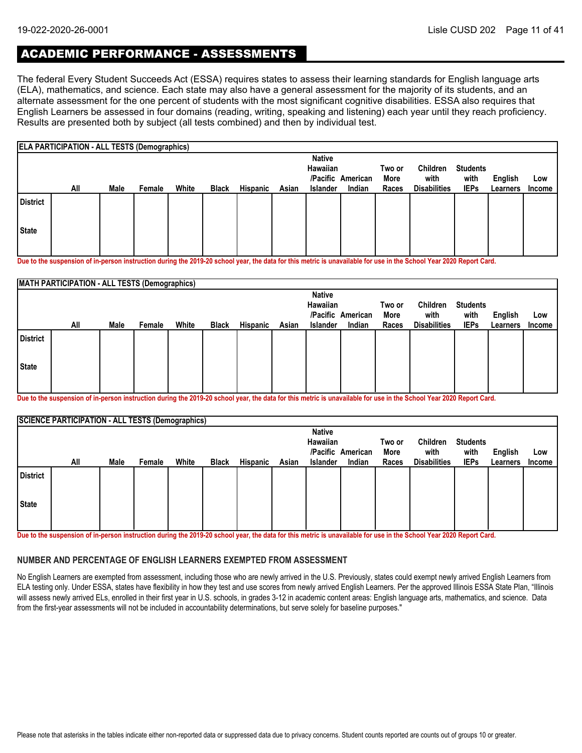## ACADEMIC PERFORMANCE - ASSESSMENTS

The federal Every Student Succeeds Act (ESSA) requires states to assess their learning standards for English language arts (ELA), mathematics, and science. Each state may also have a general assessment for the majority of its students, and an alternate assessment for the one percent of students with the most significant cognitive disabilities. ESSA also requires that English Learners be assessed in four domains (reading, writing, speaking and listening) each year until they reach proficiency. Results are presented both by subject (all tests combined) and then by individual test.

**ELA PARTICIPATION - ALL TESTS (Demographics)**

| | All | Male | Female | White | Black | Hispanic | Asian | Native Hawaiian /Pacific Islander | American Indian | Two or More Races | Children with Disabilities | Students with IEPs | English Learners | Low Income |
|---|---|---|---|---|---|---|---|---|---|---|---|---|---|---|
| District | | | | | | | | | | | | | | |
| State | | | | | | | | | | | | | | |

**Due to the suspension of in-person instruction during the 2019-20 school year, the data for this metric is unavailable for use in the School Year 2020 Report Card.**

**MATH PARTICIPATION - ALL TESTS (Demographics)**

| | All | Male | Female | White | Black | Hispanic | Asian | Native Hawaiian /Pacific Islander | American Indian | Two or More Races | Children with Disabilities | Students with IEPs | English Learners | Low Income |
|---|---|---|---|---|---|---|---|---|---|---|---|---|---|---|
| District | | | | | | | | | | | | | | |
| State | | | | | | | | | | | | | | |

**Due to the suspension of in-person instruction during the 2019-20 school year, the data for this metric is unavailable for use in the School Year 2020 Report Card.**

**SCIENCE PARTICIPATION - ALL TESTS (Demographics)**

| | All | Male | Female | White | Black | Hispanic | Asian | Native Hawaiian /Pacific Islander | American Indian | Two or More Races | Children with Disabilities | Students with IEPs | English Learners | Low Income |
|---|---|---|---|---|---|---|---|---|---|---|---|---|---|---|
| District | | | | | | | | | | | | | | |
| State | | | | | | | | | | | | | | |

**Due to the suspension of in-person instruction during the 2019-20 school year, the data for this metric is unavailable for use in the School Year 2020 Report Card.**

### NUMBER AND PERCENTAGE OF ENGLISH LEARNERS EXEMPTED FROM ASSESSMENT

No English Learners are exempted from assessment, including those who are newly arrived in the U.S. Previously, states could exempt newly arrived English Learners from ELA testing only. Under ESSA, states have flexibility in how they test and use scores from newly arrived English Learners. Per the approved Illinois ESSA State Plan, "Illinois will assess newly arrived ELs, enrolled in their first year in U.S. schools, in grades 3-12 in academic content areas: English language arts, mathematics, and science. Data from the first-year assessments will not be included in accountability determinations, but serve solely for baseline purposes."

Please note that asterisks in the tables indicate either non-reported data or suppressed data due to privacy concerns. Student counts reported are counts out of groups 10 or greater.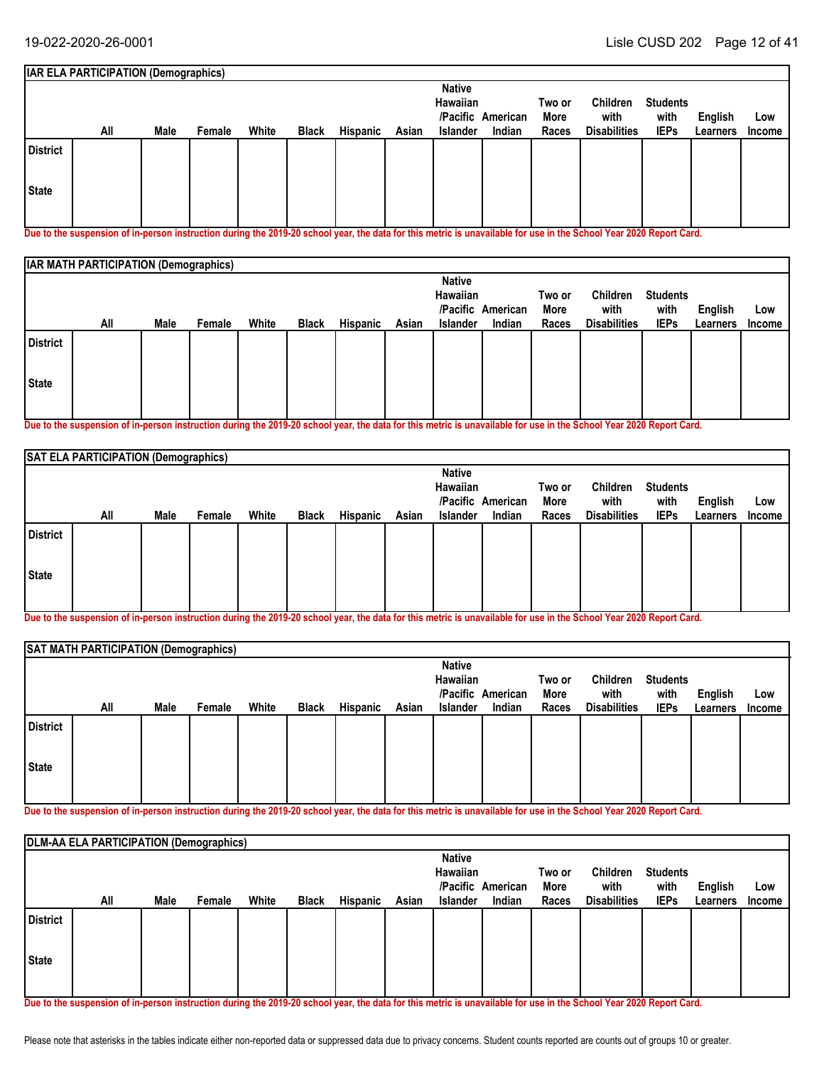| IAR ELA PARTICIPATION (Demographics) | | | | | | | | | | | | | |
|---|---|---|---|---|---|---|---|---|---|---|---|---|---|
| | All | Male | Female | White | Black | Hispanic | Asian | Native Hawaiian /Pacific Islander | American Indian | Two or More Races | Children with Disabilities | Students with IEPs | English Learners | Low Income |
| District | | | | | | | | | | | | | | |
| State | | | | | | | | | | | | | | |

**Due to the suspension of in-person instruction during the 2019-20 school year, the data for this metric is unavailable for use in the School Year 2020 Report Card.**

| IAR MATH PARTICIPATION (Demographics) | | | | | | | | | | | | | | |
|---|---|---|---|---|---|---|---|---|---|---|---|---|---|---|
| | All | Male | Female | White | Black | Hispanic | Asian | Native Hawaiian /Pacific Islander | American Indian | Two or More Races | Children with Disabilities | Students with IEPs | English Learners | Low Income |
| District | | | | | | | | | | | | | | |
| State | | | | | | | | | | | | | | |

**Due to the suspension of in-person instruction during the 2019-20 school year, the data for this metric is unavailable for use in the School Year 2020 Report Card.**

| SAT ELA PARTICIPATION (Demographics) | | | | | | | | | | | | | | |
|---|---|---|---|---|---|---|---|---|---|---|---|---|---|---|
| | All | Male | Female | White | Black | Hispanic | Asian | Native Hawaiian /Pacific Islander | American Indian | Two or More Races | Children with Disabilities | Students with IEPs | English Learners | Low Income |
| District | | | | | | | | | | | | | | |
| State | | | | | | | | | | | | | | |

**Due to the suspension of in-person instruction during the 2019-20 school year, the data for this metric is unavailable for use in the School Year 2020 Report Card.**

| SAT MATH PARTICIPATION (Demographics) | | | | | | | | | | | | | | |
|---|---|---|---|---|---|---|---|---|---|---|---|---|---|---|
| | All | Male | Female | White | Black | Hispanic | Asian | Native Hawaiian /Pacific Islander | American Indian | Two or More Races | Children with Disabilities | Students with IEPs | English Learners | Low Income |
| District | | | | | | | | | | | | | | |
| State | | | | | | | | | | | | | | |

**Due to the suspension of in-person instruction during the 2019-20 school year, the data for this metric is unavailable for use in the School Year 2020 Report Card.**

| DLM-AA ELA PARTICIPATION (Demographics) | | | | | | | | | | | | | | |
|---|---|---|---|---|---|---|---|---|---|---|---|---|---|---|
| | All | Male | Female | White | Black | Hispanic | Asian | Native Hawaiian /Pacific Islander | American Indian | Two or More Races | Children with Disabilities | Students with IEPs | English Learners | Low Income |
| District | | | | | | | | | | | | | | |
| State | | | | | | | | | | | | | | |

**Due to the suspension of in-person instruction during the 2019-20 school year, the data for this metric is unavailable for use in the School Year 2020 Report Card.**

Please note that asterisks in the tables indicate either non-reported data or suppressed data due to privacy concerns. Student counts reported are counts out of groups 10 or greater.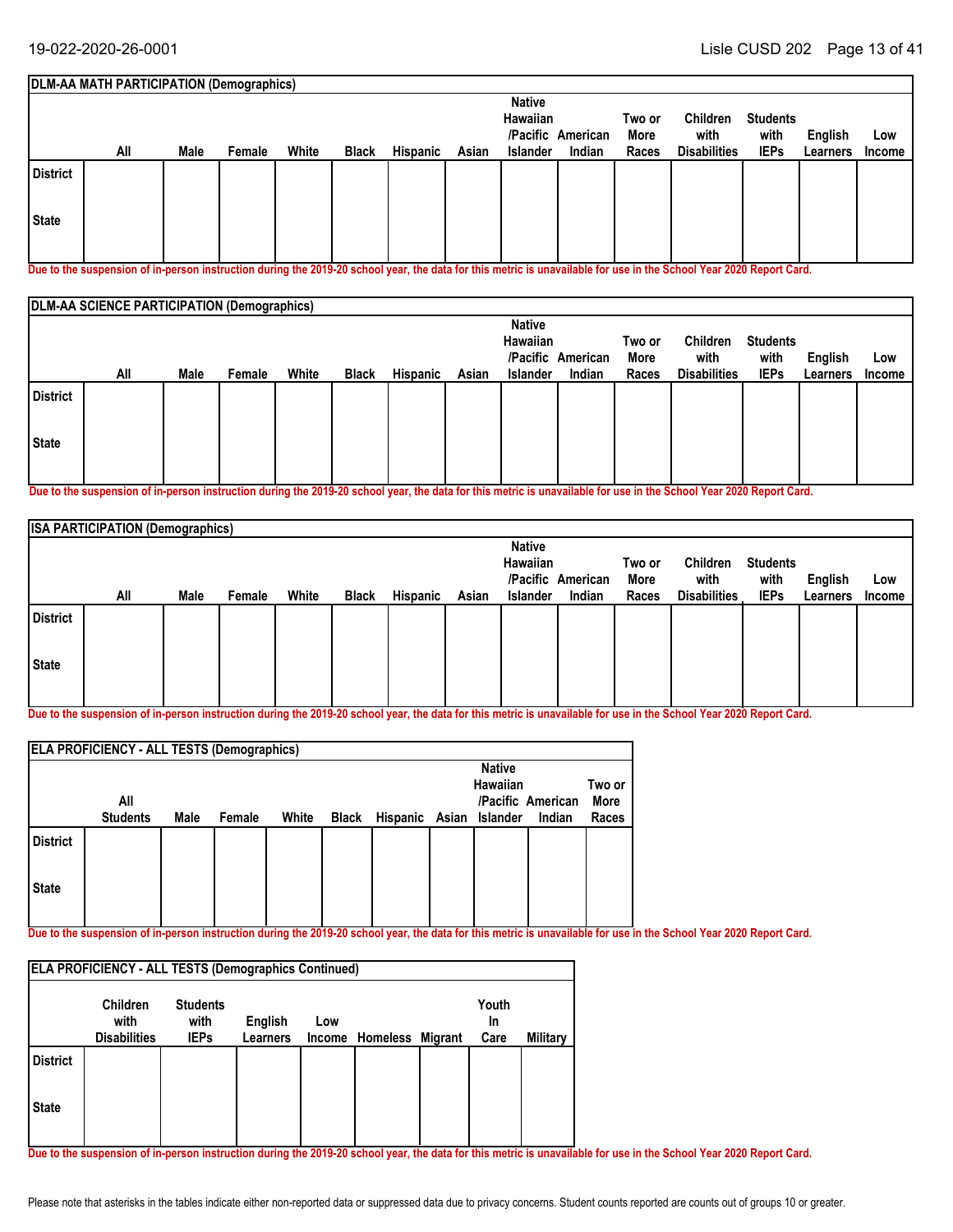| DLM-AA MATH PARTICIPATION (Demographics) | | | | | | | | | | | | | | |
|---|---|---|---|---|---|---|---|---|---|---|---|---|---|---|
| | All | Male | Female | White | Black | Hispanic | Asian | Native Hawaiian /Pacific Islander | American Indian | Two or More Races | Children with Disabilities | Students with IEPs | English Learners | Low Income |
| District | | | | | | | | | | | | | | |
| State | | | | | | | | | | | | | | |

Due to the suspension of in-person instruction during the 2019-20 school year, the data for this metric is unavailable for use in the School Year 2020 Report Card.

| DLM-AA SCIENCE PARTICIPATION (Demographics) | | | | | | | | | | | | | | |
|---|---|---|---|---|---|---|---|---|---|---|---|---|---|---|
| | All | Male | Female | White | Black | Hispanic | Asian | Native Hawaiian /Pacific Islander | American Indian | Two or More Races | Children with Disabilities | Students with IEPs | English Learners | Low Income |
| District | | | | | | | | | | | | | | |
| State | | | | | | | | | | | | | | |

Due to the suspension of in-person instruction during the 2019-20 school year, the data for this metric is unavailable for use in the School Year 2020 Report Card.

| ISA PARTICIPATION (Demographics) | | | | | | | | | | | | | | |
|---|---|---|---|---|---|---|---|---|---|---|---|---|---|---|
| | All | Male | Female | White | Black | Hispanic | Asian | Native Hawaiian /Pacific Islander | American Indian | Two or More Races | Children with Disabilities | Students with IEPs | English Learners | Low Income |
| District | | | | | | | | | | | | | | |
| State | | | | | | | | | | | | | | |

Due to the suspension of in-person instruction during the 2019-20 school year, the data for this metric is unavailable for use in the School Year 2020 Report Card.

| ELA PROFICIENCY - ALL TESTS (Demographics) | | | | | | | | | | |
|---|---|---|---|---|---|---|---|---|---|---|
| | All Students | Male | Female | White | Black | Hispanic | Asian | Native Hawaiian /Pacific Islander | American Indian | Two or More Races |
| District | | | | | | | | | | |
| State | | | | | | | | | | |

Due to the suspension of in-person instruction during the 2019-20 school year, the data for this metric is unavailable for use in the School Year 2020 Report Card.

| ELA PROFICIENCY - ALL TESTS (Demographics Continued) | | | | | | | | |
|---|---|---|---|---|---|---|---|---|
| | Children with Disabilities | Students with IEPs | English Learners | Low Income | Homeless | Migrant | Youth In Care | Military |
| District | | | | | | | | |
| State | | | | | | | | |

Due to the suspension of in-person instruction during the 2019-20 school year, the data for this metric is unavailable for use in the School Year 2020 Report Card.

Please note that asterisks in the tables indicate either non-reported data or suppressed data due to privacy concerns. Student counts reported are counts out of groups 10 or greater.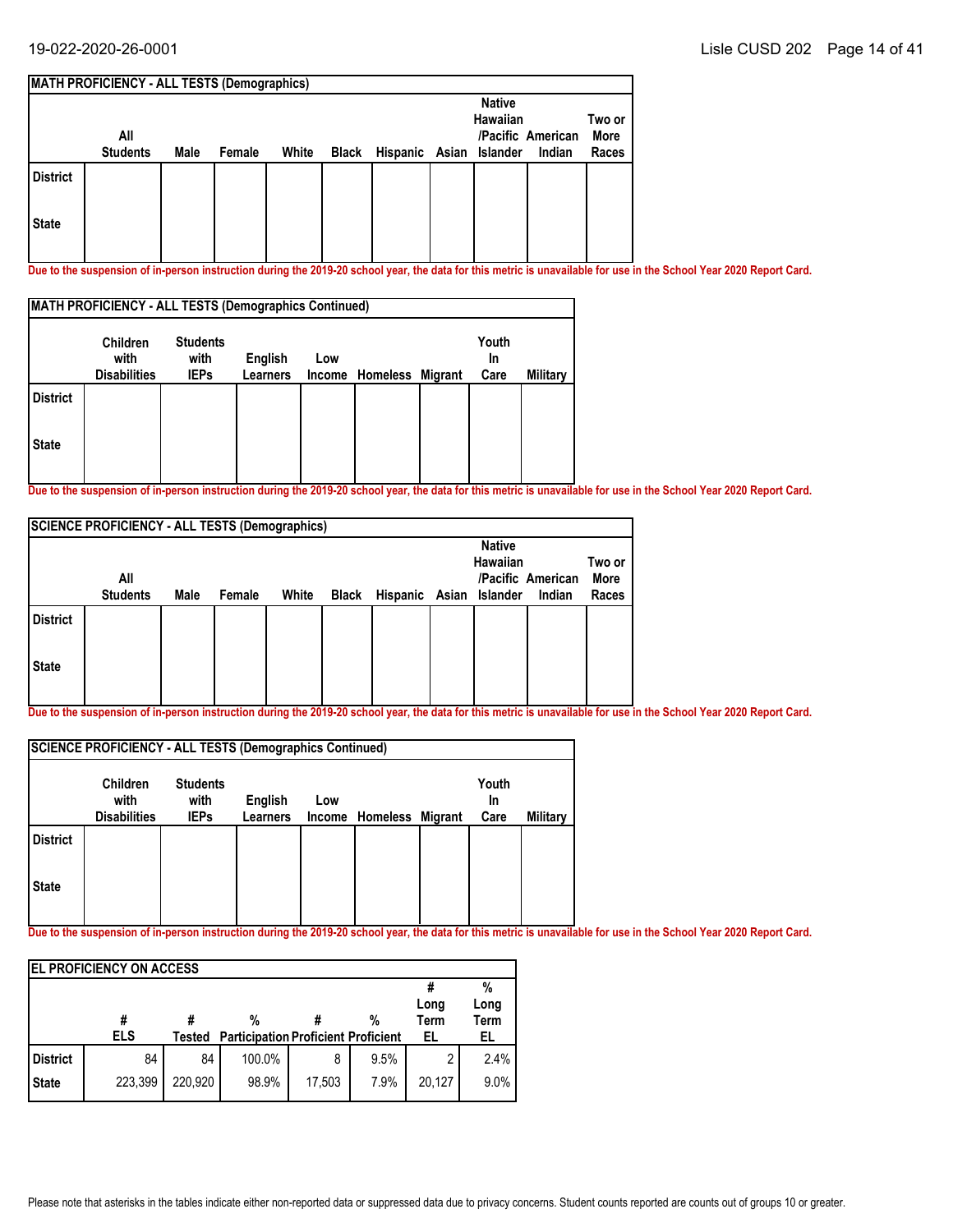**MATH PROFICIENCY - ALL TESTS (Demographics)**

| | All Students | Male | Female | White | Black | Hispanic | Asian | Native Hawaiian /Pacific Islander | American Indian | Two or More Races |
|---|---|---|---|---|---|---|---|---|---|---|
| District | | | | | | | | | | |
| State | | | | | | | | | | |

**Due to the suspension of in-person instruction during the 2019-20 school year, the data for this metric is unavailable for use in the School Year 2020 Report Card.**

**MATH PROFICIENCY - ALL TESTS (Demographics Continued)**

| | Children with Disabilities | Students with IEPs | English Learners | Low Income | Homeless | Migrant | Youth In Care | Military |
|---|---|---|---|---|---|---|---|---|
| District | | | | | | | | |
| State | | | | | | | | |

**Due to the suspension of in-person instruction during the 2019-20 school year, the data for this metric is unavailable for use in the School Year 2020 Report Card.**

**SCIENCE PROFICIENCY - ALL TESTS (Demographics)**

| | All Students | Male | Female | White | Black | Hispanic | Asian | Native Hawaiian /Pacific Islander | American Indian | Two or More Races |
|---|---|---|---|---|---|---|---|---|---|---|
| District | | | | | | | | | | |
| State | | | | | | | | | | |

**Due to the suspension of in-person instruction during the 2019-20 school year, the data for this metric is unavailable for use in the School Year 2020 Report Card.**

**SCIENCE PROFICIENCY - ALL TESTS (Demographics Continued)**

| | Children with Disabilities | Students with IEPs | English Learners | Low Income | Homeless | Migrant | Youth In Care | Military |
|---|---|---|---|---|---|---|---|---|
| District | | | | | | | | |
| State | | | | | | | | |

**Due to the suspension of in-person instruction during the 2019-20 school year, the data for this metric is unavailable for use in the School Year 2020 Report Card.**

**EL PROFICIENCY ON ACCESS**

| | # ELS | # Tested | % Participation | # Proficient | % Proficient | # Long Term EL | % Long Term EL |
|---|---|---|---|---|---|---|---|
| District | 84 | 84 | 100.0% | 8 | 9.5% | 2 | 2.4% |
| State | 223,399 | 220,920 | 98.9% | 17,503 | 7.9% | 20,127 | 9.0% |

Please note that asterisks in the tables indicate either non-reported data or suppressed data due to privacy concerns. Student counts reported are counts out of groups 10 or greater.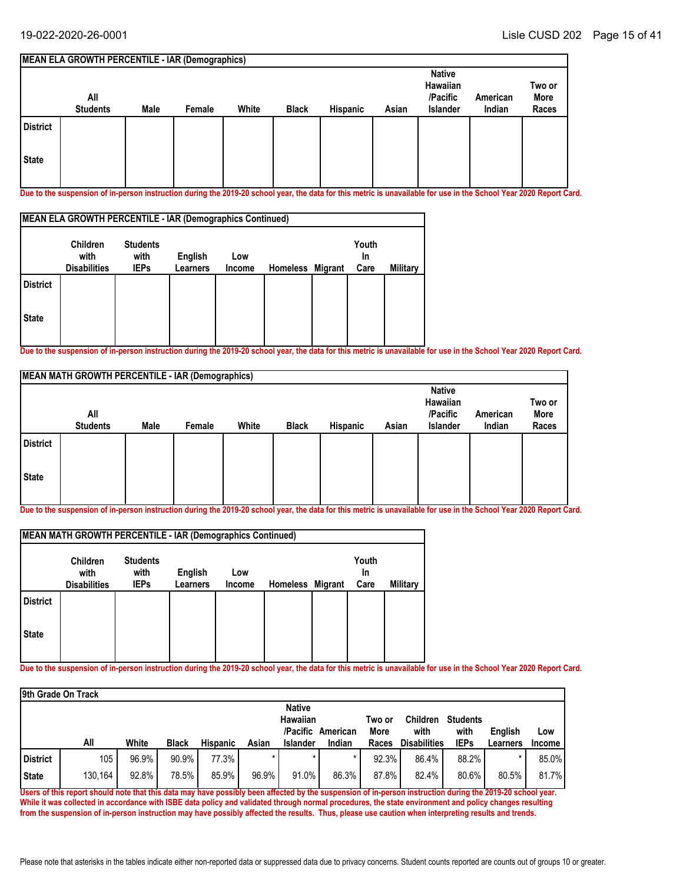### MEAN ELA GROWTH PERCENTILE - IAR (Demographics)

| | All Students | Male | Female | White | Black | Hispanic | Asian | Native Hawaiian /Pacific Islander | American Indian | Two or More Races |
|---|---|---|---|---|---|---|---|---|---|---|
| District | | | | | | | | | | |
| State | | | | | | | | | | |

**Due to the suspension of in-person instruction during the 2019-20 school year, the data for this metric is unavailable for use in the School Year 2020 Report Card.**

### MEAN ELA GROWTH PERCENTILE - IAR (Demographics Continued)

| | Children with Disabilities | Students with IEPs | English Learners | Low Income | Homeless | Migrant | Youth In Care | Military |
|---|---|---|---|---|---|---|---|---|
| District | | | | | | | | |
| State | | | | | | | | |

**Due to the suspension of in-person instruction during the 2019-20 school year, the data for this metric is unavailable for use in the School Year 2020 Report Card.**

### MEAN MATH GROWTH PERCENTILE - IAR (Demographics)

| | All Students | Male | Female | White | Black | Hispanic | Asian | Native Hawaiian /Pacific Islander | American Indian | Two or More Races |
|---|---|---|---|---|---|---|---|---|---|---|
| District | | | | | | | | | | |
| State | | | | | | | | | | |

**Due to the suspension of in-person instruction during the 2019-20 school year, the data for this metric is unavailable for use in the School Year 2020 Report Card.**

### MEAN MATH GROWTH PERCENTILE - IAR (Demographics Continued)

| | Children with Disabilities | Students with IEPs | English Learners | Low Income | Homeless | Migrant | Youth In Care | Military |
|---|---|---|---|---|---|---|---|---|
| District | | | | | | | | |
| State | | | | | | | | |

**Due to the suspension of in-person instruction during the 2019-20 school year, the data for this metric is unavailable for use in the School Year 2020 Report Card.**

### 9th Grade On Track

| | All | White | Black | Hispanic | Asian | Native Hawaiian /Pacific Islander | American Indian | Two or More Races | Children with Disabilities | Students with IEPs | English Learners | Low Income |
|---|---|---|---|---|---|---|---|---|---|---|---|---|
| District | 105 | 96.9% | 90.9% | 77.3% | * | * | * | 92.3% | 86.4% | 88.2% | * | 85.0% |
| State | 130,164 | 92.8% | 78.5% | 85.9% | 96.9% | 91.0% | 86.3% | 87.8% | 82.4% | 80.6% | 80.5% | 81.7% |

**Users of this report should note that this data may have possibly been affected by the suspension of in-person instruction during the 2019-20 school year. While it was collected in accordance with ISBE data policy and validated through normal procedures, the state environment and policy changes resulting from the suspension of in-person instruction may have possibly affected the results. Thus, please use caution when interpreting results and trends.**

Please note that asterisks in the tables indicate either non-reported data or suppressed data due to privacy concerns. Student counts reported are counts out of groups 10 or greater.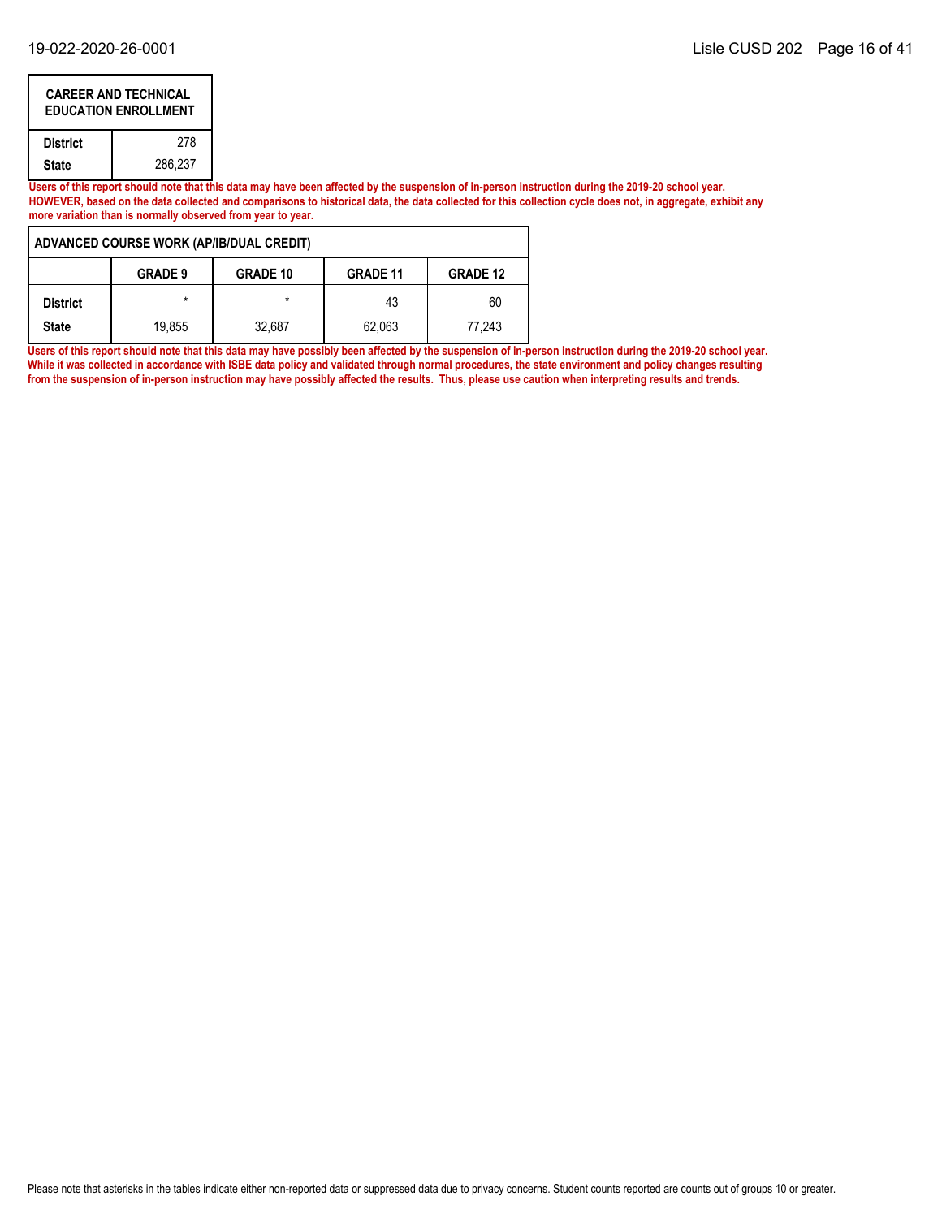| CAREER AND TECHNICAL EDUCATION ENROLLMENT | |
|---|---|
| District | 278 |
| State | 286,237 |

**Users of this report should note that this data may have been affected by the suspension of in-person instruction during the 2019-20 school year. HOWEVER, based on the data collected and comparisons to historical data, the data collected for this collection cycle does not, in aggregate, exhibit any more variation than is normally observed from year to year.**

| ADVANCED COURSE WORK (AP/IB/DUAL CREDIT) | | | | |
|---|---|---|---|---|
| | GRADE 9 | GRADE 10 | GRADE 11 | GRADE 12 |
| District | * | * | 43 | 60 |
| State | 19,855 | 32,687 | 62,063 | 77,243 |

**Users of this report should note that this data may have possibly been affected by the suspension of in-person instruction during the 2019-20 school year. While it was collected in accordance with ISBE data policy and validated through normal procedures, the state environment and policy changes resulting from the suspension of in-person instruction may have possibly affected the results. Thus, please use caution when interpreting results and trends.**

Please note that asterisks in the tables indicate either non-reported data or suppressed data due to privacy concerns. Student counts reported are counts out of groups 10 or greater.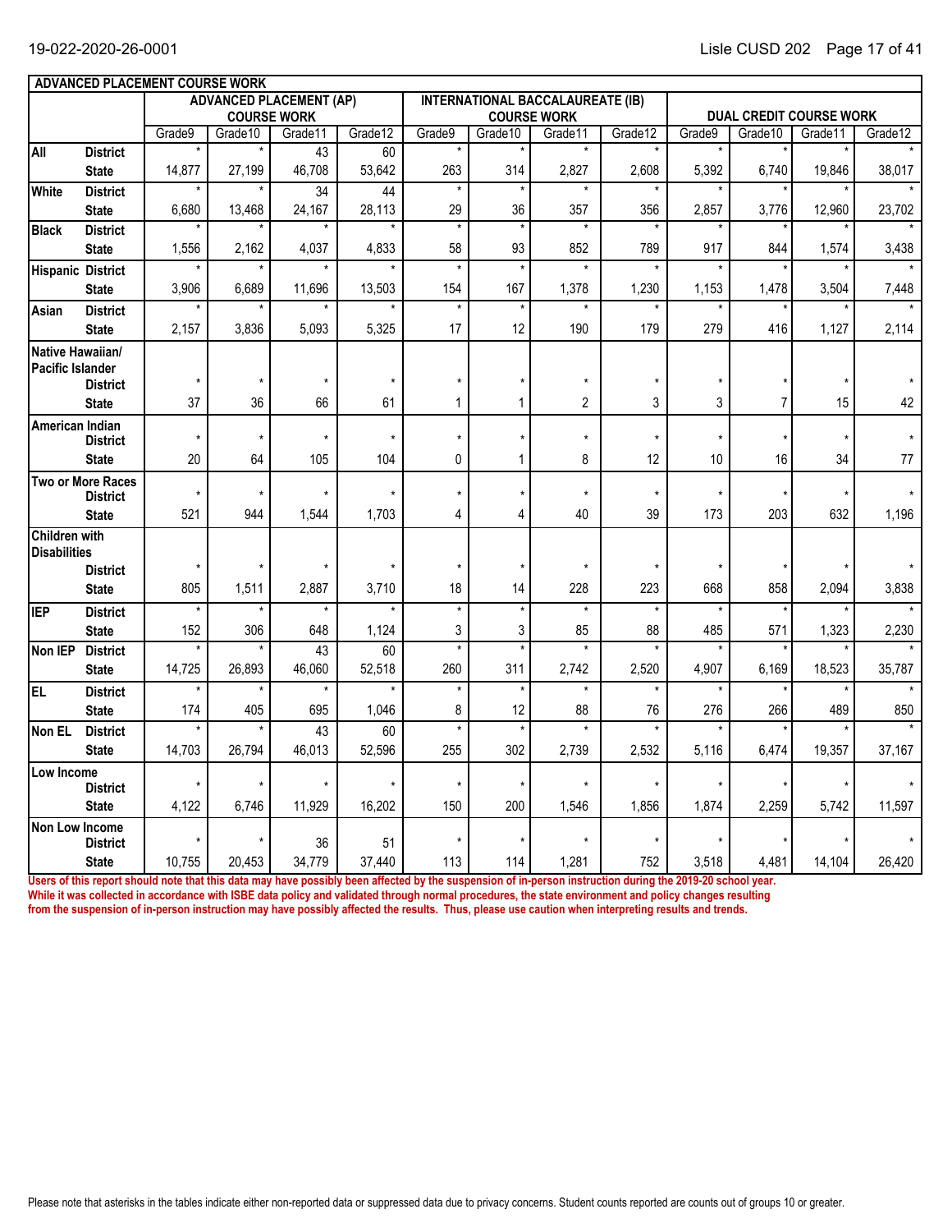## ADVANCED PLACEMENT COURSE WORK

| | | ADVANCED PLACEMENT (AP) COURSE WORK | | | | INTERNATIONAL BACCALAUREATE (IB) COURSE WORK | | | | DUAL CREDIT COURSE WORK | | | |
|---|---|---|---|---|---|---|---|---|---|---|---|---|---|
| | | Grade9 | Grade10 | Grade11 | Grade12 | Grade9 | Grade10 | Grade11 | Grade12 | Grade9 | Grade10 | Grade11 | Grade12 |
| All | District | * | * | 43 | 60 | * | * | * | * | * | * | * | * |
| | State | 14,877 | 27,199 | 46,708 | 53,642 | 263 | 314 | 2,827 | 2,608 | 5,392 | 6,740 | 19,846 | 38,017 |
| White | District | * | * | 34 | 44 | * | * | * | * | * | * | * | * |
| | State | 6,680 | 13,468 | 24,167 | 28,113 | 29 | 36 | 357 | 356 | 2,857 | 3,776 | 12,960 | 23,702 |
| Black | District | * | * | * | * | * | * | * | * | * | * | * | * |
| | State | 1,556 | 2,162 | 4,037 | 4,833 | 58 | 93 | 852 | 789 | 917 | 844 | 1,574 | 3,438 |
| Hispanic | District | * | * | * | * | * | * | * | * | * | * | * | * |
| | State | 3,906 | 6,689 | 11,696 | 13,503 | 154 | 167 | 1,378 | 1,230 | 1,153 | 1,478 | 3,504 | 7,448 |
| Asian | District | * | * | * | * | * | * | * | * | * | * | * | * |
| | State | 2,157 | 3,836 | 5,093 | 5,325 | 17 | 12 | 190 | 179 | 279 | 416 | 1,127 | 2,114 |
| Native Hawaiian/ Pacific Islander | District | * | * | * | * | * | * | * | * | * | * | * | * |
| | State | 37 | 36 | 66 | 61 | 1 | 1 | 2 | 3 | 3 | 7 | 15 | 42 |
| American Indian | District | * | * | * | * | * | * | * | * | * | * | * | * |
| | State | 20 | 64 | 105 | 104 | 0 | 1 | 8 | 12 | 10 | 16 | 34 | 77 |
| Two or More Races | District | * | * | * | * | * | * | * | * | * | * | * | * |
| | State | 521 | 944 | 1,544 | 1,703 | 4 | 4 | 40 | 39 | 173 | 203 | 632 | 1,196 |
| Children with Disabilities | District | * | * | * | * | * | * | * | * | * | * | * | * |
| | State | 805 | 1,511 | 2,887 | 3,710 | 18 | 14 | 228 | 223 | 668 | 858 | 2,094 | 3,838 |
| IEP | District | * | * | * | * | * | * | * | * | * | * | * | * |
| | State | 152 | 306 | 648 | 1,124 | 3 | 3 | 85 | 88 | 485 | 571 | 1,323 | 2,230 |
| Non IEP | District | * | * | 43 | 60 | * | * | * | * | * | * | * | * |
| | State | 14,725 | 26,893 | 46,060 | 52,518 | 260 | 311 | 2,742 | 2,520 | 4,907 | 6,169 | 18,523 | 35,787 |
| EL | District | * | * | * | * | * | * | * | * | * | * | * | * |
| | State | 174 | 405 | 695 | 1,046 | 8 | 12 | 88 | 76 | 276 | 266 | 489 | 850 |
| Non EL | District | * | * | 43 | 60 | * | * | * | * | * | * | * | * |
| | State | 14,703 | 26,794 | 46,013 | 52,596 | 255 | 302 | 2,739 | 2,532 | 5,116 | 6,474 | 19,357 | 37,167 |
| Low Income | District | * | * | * | * | * | * | * | * | * | * | * | * |
| | State | 4,122 | 6,746 | 11,929 | 16,202 | 150 | 200 | 1,546 | 1,856 | 1,874 | 2,259 | 5,742 | 11,597 |
| Non Low Income | District | * | * | 36 | 51 | * | * | * | * | * | * | * | * |
| | State | 10,755 | 20,453 | 34,779 | 37,440 | 113 | 114 | 1,281 | 752 | 3,518 | 4,481 | 14,104 | 26,420 |

**Users of this report should note that this data may have possibly been affected by the suspension of in-person instruction during the 2019-20 school year. While it was collected in accordance with ISBE data policy and validated through normal procedures, the state environment and policy changes resulting from the suspension of in-person instruction may have possibly affected the results. Thus, please use caution when interpreting results and trends.**

Please note that asterisks in the tables indicate either non-reported data or suppressed data due to privacy concerns. Student counts reported are counts out of groups 10 or greater.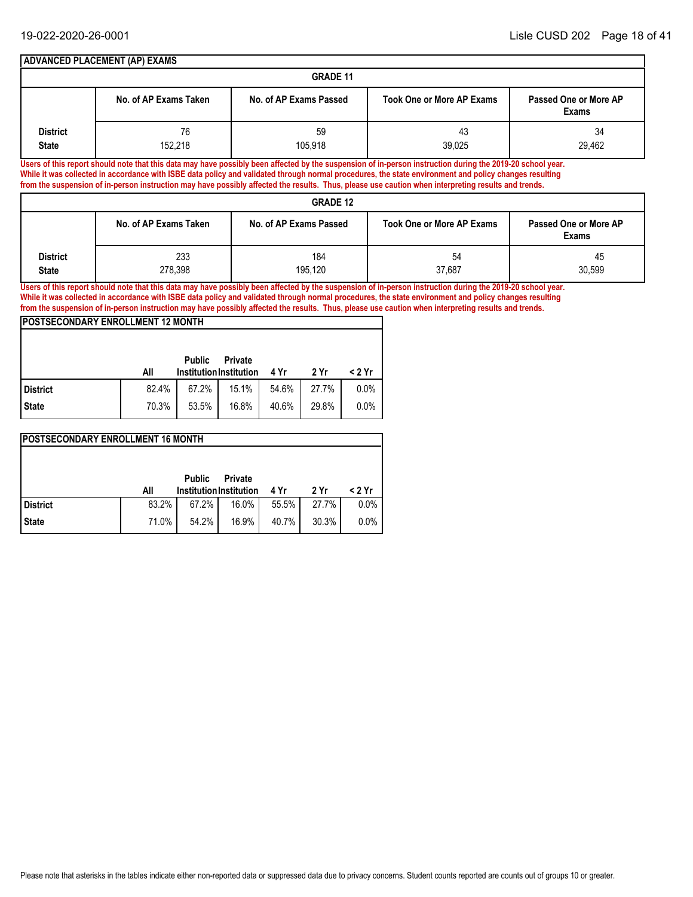## ADVANCED PLACEMENT (AP) EXAMS

### GRADE 11

| | No. of AP Exams Taken | No. of AP Exams Passed | Took One or More AP Exams | Passed One or More AP Exams |
|---|---|---|---|---|
| District | 76 | 59 | 43 | 34 |
| State | 152,218 | 105,918 | 39,025 | 29,462 |

**Users of this report should note that this data may have possibly been affected by the suspension of in-person instruction during the 2019-20 school year. While it was collected in accordance with ISBE data policy and validated through normal procedures, the state environment and policy changes resulting from the suspension of in-person instruction may have possibly affected the results. Thus, please use caution when interpreting results and trends.**

### GRADE 12

| | No. of AP Exams Taken | No. of AP Exams Passed | Took One or More AP Exams | Passed One or More AP Exams |
|---|---|---|---|---|
| District | 233 | 184 | 54 | 45 |
| State | 278,398 | 195,120 | 37,687 | 30,599 |

**Users of this report should note that this data may have possibly been affected by the suspension of in-person instruction during the 2019-20 school year. While it was collected in accordance with ISBE data policy and validated through normal procedures, the state environment and policy changes resulting from the suspension of in-person instruction may have possibly affected the results. Thus, please use caution when interpreting results and trends.**

## POSTSECONDARY ENROLLMENT 12 MONTH

| | All | Public Institution | Private Institution | 4 Yr | 2 Yr | < 2 Yr |
|---|---|---|---|---|---|---|
| District | 82.4% | 67.2% | 15.1% | 54.6% | 27.7% | 0.0% |
| State | 70.3% | 53.5% | 16.8% | 40.6% | 29.8% | 0.0% |

## POSTSECONDARY ENROLLMENT 16 MONTH

| | All | Public Institution | Private Institution | 4 Yr | 2 Yr | < 2 Yr |
|---|---|---|---|---|---|---|
| District | 83.2% | 67.2% | 16.0% | 55.5% | 27.7% | 0.0% |
| State | 71.0% | 54.2% | 16.9% | 40.7% | 30.3% | 0.0% |

Please note that asterisks in the tables indicate either non-reported data or suppressed data due to privacy concerns. Student counts reported are counts out of groups 10 or greater.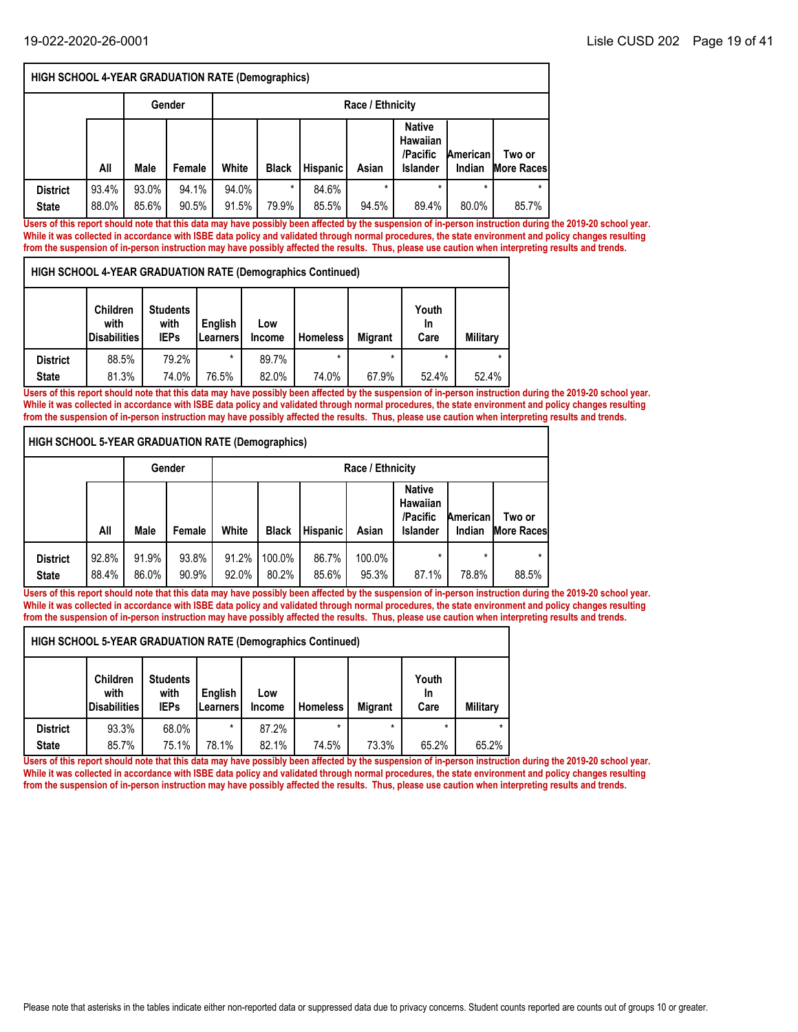## HIGH SCHOOL 4-YEAR GRADUATION RATE (Demographics)

| | | Gender | | Race / Ethnicity | | | | | | |
|---|---|---|---|---|---|---|---|---|---|---|
| | All | Male | Female | White | Black | Hispanic | Asian | Native Hawaiian /Pacific Islander | American Indian | Two or More Races |
| District | 93.4% | 93.0% | 94.1% | 94.0% | * | 84.6% | * | * | * | * |
| State | 88.0% | 85.6% | 90.5% | 91.5% | 79.9% | 85.5% | 94.5% | 89.4% | 80.0% | 85.7% |

**Users of this report should note that this data may have possibly been affected by the suspension of in-person instruction during the 2019-20 school year. While it was collected in accordance with ISBE data policy and validated through normal procedures, the state environment and policy changes resulting from the suspension of in-person instruction may have possibly affected the results. Thus, please use caution when interpreting results and trends.**

## HIGH SCHOOL 4-YEAR GRADUATION RATE (Demographics Continued)

| | Children with Disabilities | Students with IEPs | English Learners | Low Income | Homeless | Migrant | Youth In Care | Military |
|---|---|---|---|---|---|---|---|---|
| District | 88.5% | 79.2% | * | 89.7% | * | * | * | * |
| State | 81.3% | 74.0% | 76.5% | 82.0% | 74.0% | 67.9% | 52.4% | 52.4% |

**Users of this report should note that this data may have possibly been affected by the suspension of in-person instruction during the 2019-20 school year. While it was collected in accordance with ISBE data policy and validated through normal procedures, the state environment and policy changes resulting from the suspension of in-person instruction may have possibly affected the results. Thus, please use caution when interpreting results and trends.**

## HIGH SCHOOL 5-YEAR GRADUATION RATE (Demographics)

| | | Gender | | Race / Ethnicity | | | | | | |
|---|---|---|---|---|---|---|---|---|---|---|
| | All | Male | Female | White | Black | Hispanic | Asian | Native Hawaiian /Pacific Islander | American Indian | Two or More Races |
| District | 92.8% | 91.9% | 93.8% | 91.2% | 100.0% | 86.7% | 100.0% | * | * | * |
| State | 88.4% | 86.0% | 90.9% | 92.0% | 80.2% | 85.6% | 95.3% | 87.1% | 78.8% | 88.5% |

**Users of this report should note that this data may have possibly been affected by the suspension of in-person instruction during the 2019-20 school year. While it was collected in accordance with ISBE data policy and validated through normal procedures, the state environment and policy changes resulting from the suspension of in-person instruction may have possibly affected the results. Thus, please use caution when interpreting results and trends.**

## HIGH SCHOOL 5-YEAR GRADUATION RATE (Demographics Continued)

| | Children with Disabilities | Students with IEPs | English Learners | Low Income | Homeless | Migrant | Youth In Care | Military |
|---|---|---|---|---|---|---|---|---|
| District | 93.3% | 68.0% | * | 87.2% | * | * | * | * |
| State | 85.7% | 75.1% | 78.1% | 82.1% | 74.5% | 73.3% | 65.2% | 65.2% |

**Users of this report should note that this data may have possibly been affected by the suspension of in-person instruction during the 2019-20 school year. While it was collected in accordance with ISBE data policy and validated through normal procedures, the state environment and policy changes resulting from the suspension of in-person instruction may have possibly affected the results. Thus, please use caution when interpreting results and trends.**

Please note that asterisks in the tables indicate either non-reported data or suppressed data due to privacy concerns. Student counts reported are counts out of groups 10 or greater.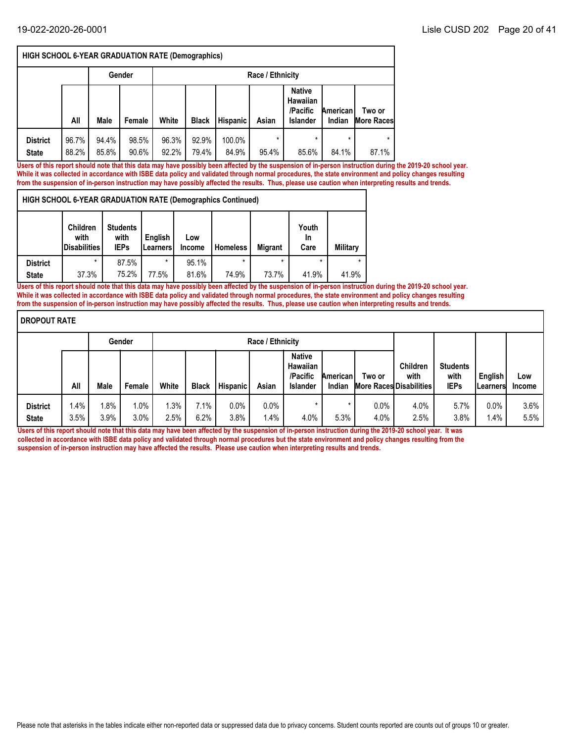| HIGH SCHOOL 6-YEAR GRADUATION RATE (Demographics) | | | | | | | | | | |
|---|---|---|---|---|---|---|---|---|---|---|
| | Gender | | | Race / Ethnicity | | | | | | |
| | All | Male | Female | White | Black | Hispanic | Asian | Native Hawaiian /Pacific Islander | American Indian | Two or More Races |
| **District** | 96.7% | 94.4% | 98.5% | 96.3% | 92.9% | 100.0% | * | * | * | * |
| **State** | 88.2% | 85.8% | 90.6% | 92.2% | 79.4% | 84.9% | 95.4% | 85.6% | 84.1% | 87.1% |

**Users of this report should note that this data may have possibly been affected by the suspension of in-person instruction during the 2019-20 school year. While it was collected in accordance with ISBE data policy and validated through normal procedures, the state environment and policy changes resulting from the suspension of in-person instruction may have possibly affected the results. Thus, please use caution when interpreting results and trends.**

| HIGH SCHOOL 6-YEAR GRADUATION RATE (Demographics Continued) | | | | | | | | |
|---|---|---|---|---|---|---|---|---|
| | Children with Disabilities | Students with IEPs | English Learners | Low Income | Homeless | Migrant | Youth In Care | Military |
| **District** | * | 87.5% | * | 95.1% | * | * | * | * |
| **State** | 37.3% | 75.2% | 77.5% | 81.6% | 74.9% | 73.7% | 41.9% | 41.9% |

**Users of this report should note that this data may have possibly been affected by the suspension of in-person instruction during the 2019-20 school year. While it was collected in accordance with ISBE data policy and validated through normal procedures, the state environment and policy changes resulting from the suspension of in-person instruction may have possibly affected the results. Thus, please use caution when interpreting results and trends.**

| DROPOUT RATE | | | | | | | | | | | | | | |
|---|---|---|---|---|---|---|---|---|---|---|---|---|---|---|
| | Gender | | | Race / Ethnicity | | | | | | | | | | |
| | All | Male | Female | White | Black | Hispanic | Asian | Native Hawaiian /Pacific Islander | American Indian | Two or More Races | Children with Disabilities | Students with IEPs | English Learners | Low Income |
| **District** | 1.4% | 1.8% | 1.0% | 1.3% | 7.1% | 0.0% | 0.0% | * | * | 0.0% | 4.0% | 5.7% | 0.0% | 3.6% |
| **State** | 3.5% | 3.9% | 3.0% | 2.5% | 6.2% | 3.8% | 1.4% | 4.0% | 5.3% | 4.0% | 2.5% | 3.8% | 1.4% | 5.5% |

**Users of this report should note that this data may have possibly been affected by the suspension of in-person instruction during the 2019-20 school year. It was collected in accordance with ISBE data policy and validated through normal procedures but the state environment and policy changes resulting from the suspension of in-person instruction may have affected the results. Please use caution when interpreting results and trends.**

Please note that asterisks in the tables indicate either non-reported data or suppressed data due to privacy concerns. Student counts reported are counts out of groups 10 or greater.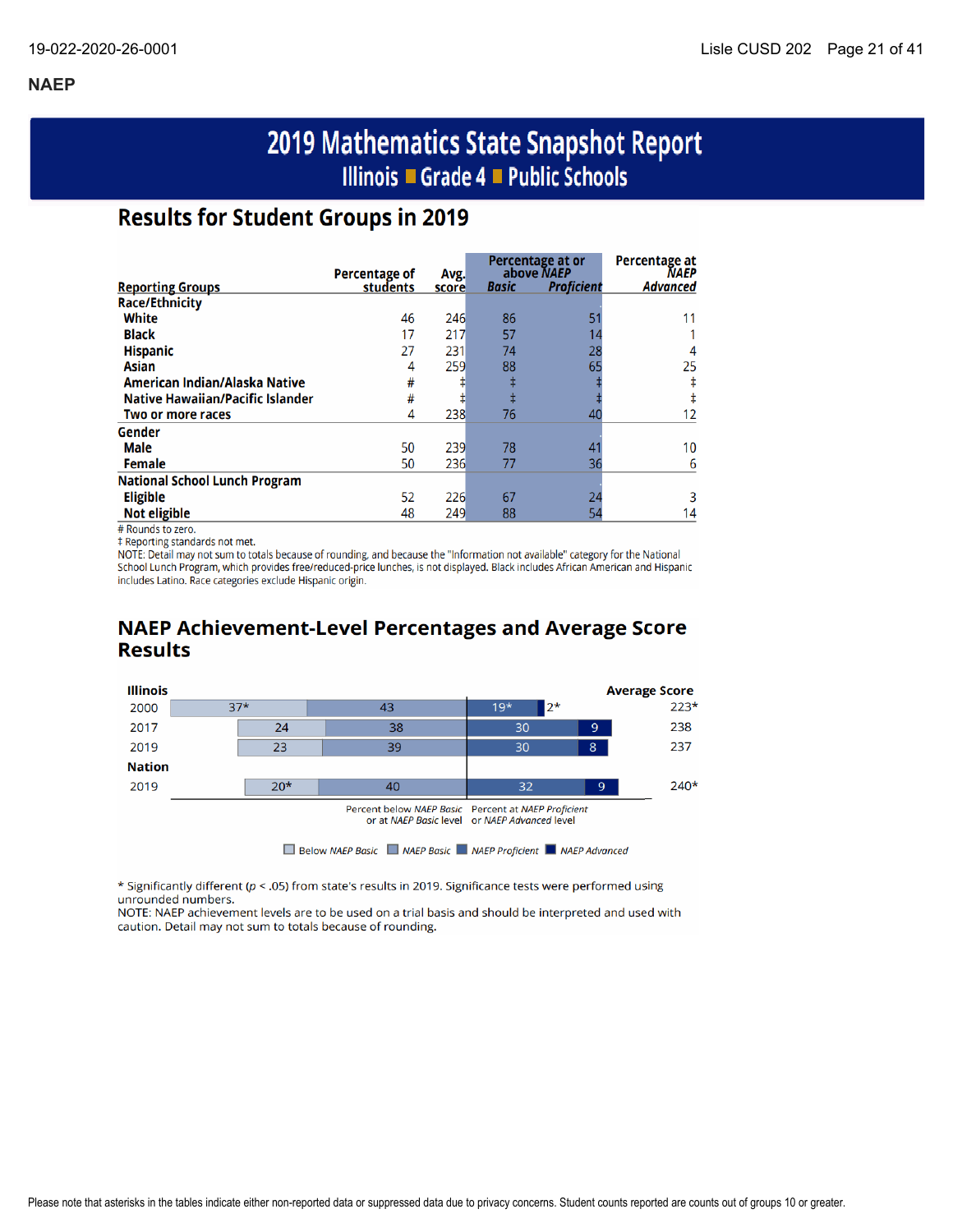## NAEP

# 2019 Mathematics State Snapshot Report

## Illinois ■ Grade 4 ■ Public Schools

### Results for Student Groups in 2019

| Reporting Groups | Percentage of students | Avg. score | Percentage at or above NAEP Basic | Percentage at or above NAEP Proficient | Percentage at NAEP Advanced |
|---|---|---|---|---|---|
| **Race/Ethnicity** | | | | | |
| White | 46 | 246 | 86 | 51 | 11 |
| Black | 17 | 217 | 57 | 14 | 1 |
| Hispanic | 27 | 231 | 74 | 28 | 4 |
| Asian | 4 | 259 | 88 | 65 | 25 |
| American Indian/Alaska Native | # | ‡ | ‡ | ‡ | ‡ |
| Native Hawaiian/Pacific Islander | # | ‡ | ‡ | ‡ | ‡ |
| Two or more races | 4 | 238 | 76 | 40 | 12 |
| **Gender** | | | | | |
| Male | 50 | 239 | 78 | 41 | 10 |
| Female | 50 | 236 | 77 | 36 | 6 |
| **National School Lunch Program** | | | | | |
| Eligible | 52 | 226 | 67 | 24 | 3 |
| Not eligible | 48 | 249 | 88 | 54 | 14 |

# Rounds to zero.
‡ Reporting standards not met.
NOTE: Detail may not sum to totals because of rounding, and because the "Information not available" category for the National School Lunch Program, which provides free/reduced-price lunches, is not displayed. Black includes African American and Hispanic includes Latino. Race categories exclude Hispanic origin.

### NAEP Achievement-Level Percentages and Average Score Results

| | Below *NAEP Basic* | *NAEP Basic* | *NAEP Proficient* | *NAEP Advanced* | Average Score |
|---|---|---|---|---|---|
| **Illinois** | | | | | |
| 2000 | 37* | 43 | 19* | 2* | 223* |
| 2017 | 24 | 38 | 30 | 9 | 238 |
| 2019 | 23 | 39 | 30 | 8 | 237 |
| **Nation** | | | | | |
| 2019 | 20* | 40 | 32 | 9 | 240* |

Percent below *NAEP Basic* or at *NAEP Basic* level | Percent at *NAEP Proficient* or *NAEP Advanced* level

\* Significantly different ($p < .05$) from state's results in 2019. Significance tests were performed using unrounded numbers.
NOTE: NAEP achievement levels are to be used on a trial basis and should be interpreted and used with caution. Detail may not sum to totals because of rounding.

Please note that asterisks in the tables indicate either non-reported data or suppressed data due to privacy concerns. Student counts reported are counts out of groups 10 or greater.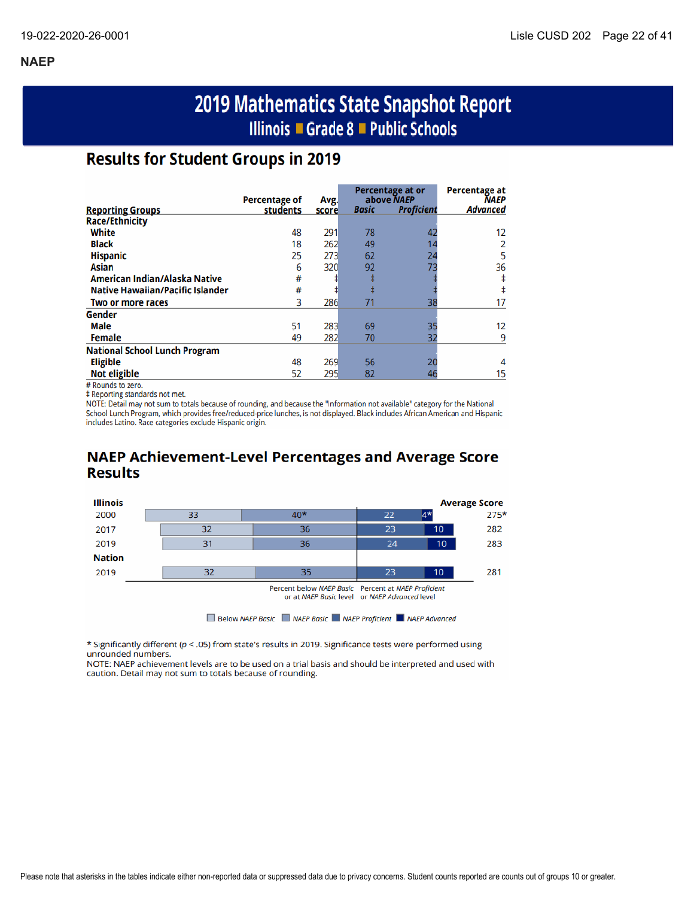## NAEP

# 2019 Mathematics State Snapshot Report

## Illinois ■ Grade 8 ■ Public Schools

## Results for Student Groups in 2019

| Reporting Groups | Percentage of students | Avg. score | Percentage at or above NAEP Basic | Percentage at or above NAEP Proficient | Percentage at NAEP Advanced |
|---|---|---|---|---|---|
| **Race/Ethnicity** | | | | | |
| White | 48 | 291 | 78 | 42 | 12 |
| Black | 18 | 262 | 49 | 14 | 2 |
| Hispanic | 25 | 273 | 62 | 24 | 5 |
| Asian | 6 | 320 | 92 | 73 | 36 |
| American Indian/Alaska Native | # | ‡ | ‡ | ‡ | ‡ |
| Native Hawaiian/Pacific Islander | # | ‡ | ‡ | ‡ | ‡ |
| Two or more races | 3 | 286 | 71 | 38 | 17 |
| **Gender** | | | | | |
| Male | 51 | 283 | 69 | 35 | 12 |
| Female | 49 | 282 | 70 | 32 | 9 |
| **National School Lunch Program** | | | | | |
| Eligible | 48 | 269 | 56 | 20 | 4 |
| Not eligible | 52 | 295 | 82 | 46 | 15 |

# Rounds to zero.
‡ Reporting standards not met.
NOTE: Detail may not sum to totals because of rounding, and because the "Information not available" category for the National School Lunch Program, which provides free/reduced-price lunches, is not displayed. Black includes African American and Hispanic includes Latino. Race categories exclude Hispanic origin.

## NAEP Achievement-Level Percentages and Average Score Results

| | Below NAEP Basic | NAEP Basic | NAEP Proficient | NAEP Advanced | Average Score |
|---|---|---|---|---|---|
| **Illinois** | | | | | |
| 2000 | 33 | 40* | 22 | 4* | 275* |
| 2017 | 32 | 36 | 23 | 10 | 282 |
| 2019 | 31 | 36 | 24 | 10 | 283 |
| **Nation** | | | | | |
| 2019 | 32 | 35 | 23 | 10 | 281 |

Percent below *NAEP Basic* or at *NAEP Basic* level | Percent at *NAEP Proficient* or *NAEP Advanced* level

\* Significantly different ($p < .05$) from state's results in 2019. Significance tests were performed using unrounded numbers.
NOTE: NAEP achievement levels are to be used on a trial basis and should be interpreted and used with caution. Detail may not sum to totals because of rounding.

Please note that asterisks in the tables indicate either non-reported data or suppressed data due to privacy concerns. Student counts reported are counts out of groups 10 or greater.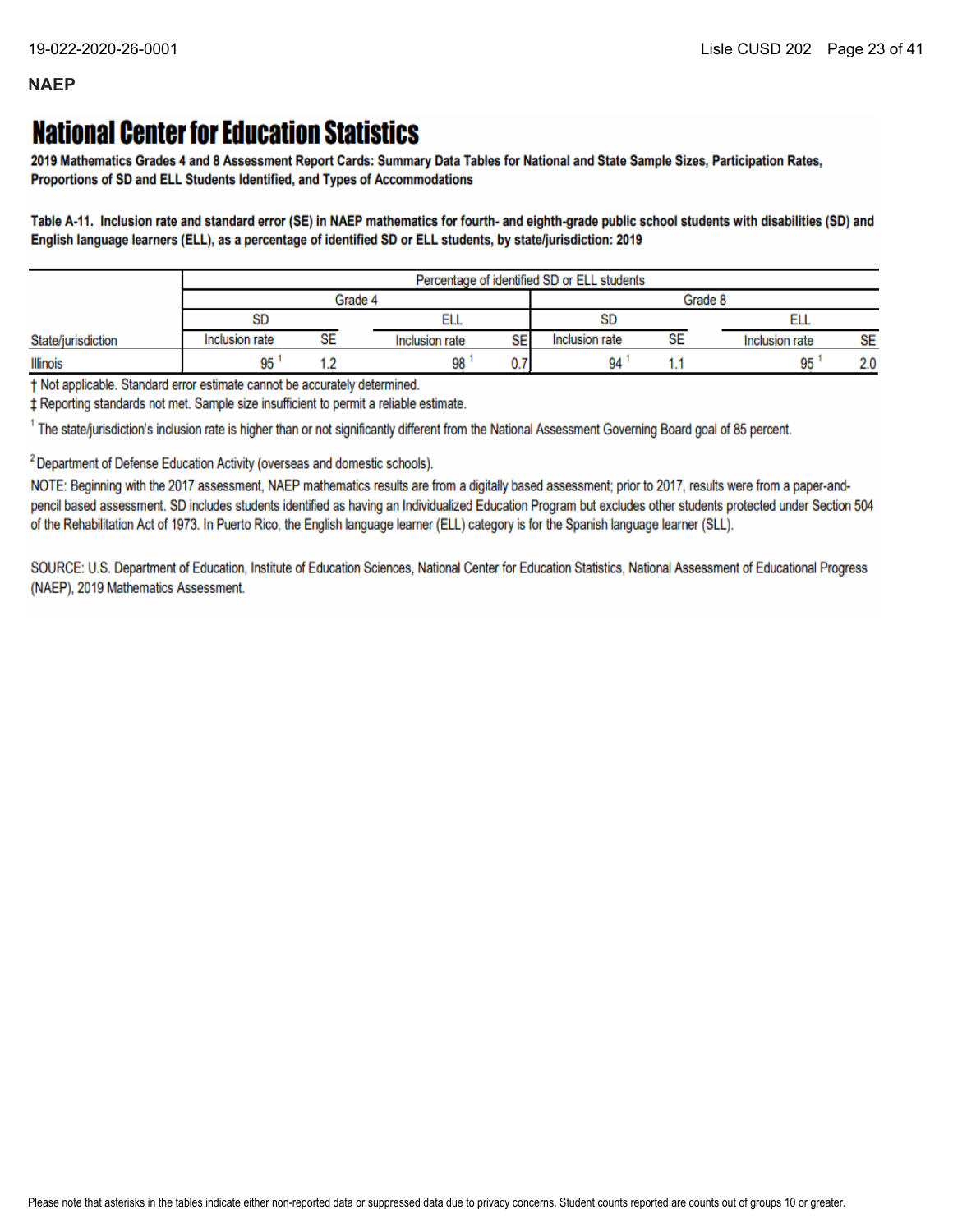**NAEP**

# National Center for Education Statistics

**2019 Mathematics Grades 4 and 8 Assessment Report Cards: Summary Data Tables for National and State Sample Sizes, Participation Rates, Proportions of SD and ELL Students Identified, and Types of Accommodations**

**Table A-11. Inclusion rate and standard error (SE) in NAEP mathematics for fourth- and eighth-grade public school students with disabilities (SD) and English language learners (ELL), as a percentage of identified SD or ELL students, by state/jurisdiction: 2019**

| | Percentage of identified SD or ELL students | | | | | | | |
|---|---|---|---|---|---|---|---|---|
| | Grade 4 | | | | Grade 8 | | | |
| | SD | | ELL | | SD | | ELL | |
| State/jurisdiction | Inclusion rate | SE | Inclusion rate | SE | Inclusion rate | SE | Inclusion rate | SE |
| Illinois | 95 [1] | 1.2 | 98 [1] | 0.7 | 94 [1] | 1.1 | 95 [1] | 2.0 |

† Not applicable. Standard error estimate cannot be accurately determined.

‡ Reporting standards not met. Sample size insufficient to permit a reliable estimate.

[1] The state/jurisdiction's inclusion rate is higher than or not significantly different from the National Assessment Governing Board goal of 85 percent.

[2] Department of Defense Education Activity (overseas and domestic schools).

NOTE: Beginning with the 2017 assessment, NAEP mathematics results are from a digitally based assessment; prior to 2017, results were from a paper-and-pencil based assessment. SD includes students identified as having an Individualized Education Program but excludes other students protected under Section 504 of the Rehabilitation Act of 1973. In Puerto Rico, the English language learner (ELL) category is for the Spanish language learner (SLL).

SOURCE: U.S. Department of Education, Institute of Education Sciences, National Center for Education Statistics, National Assessment of Educational Progress (NAEP), 2019 Mathematics Assessment.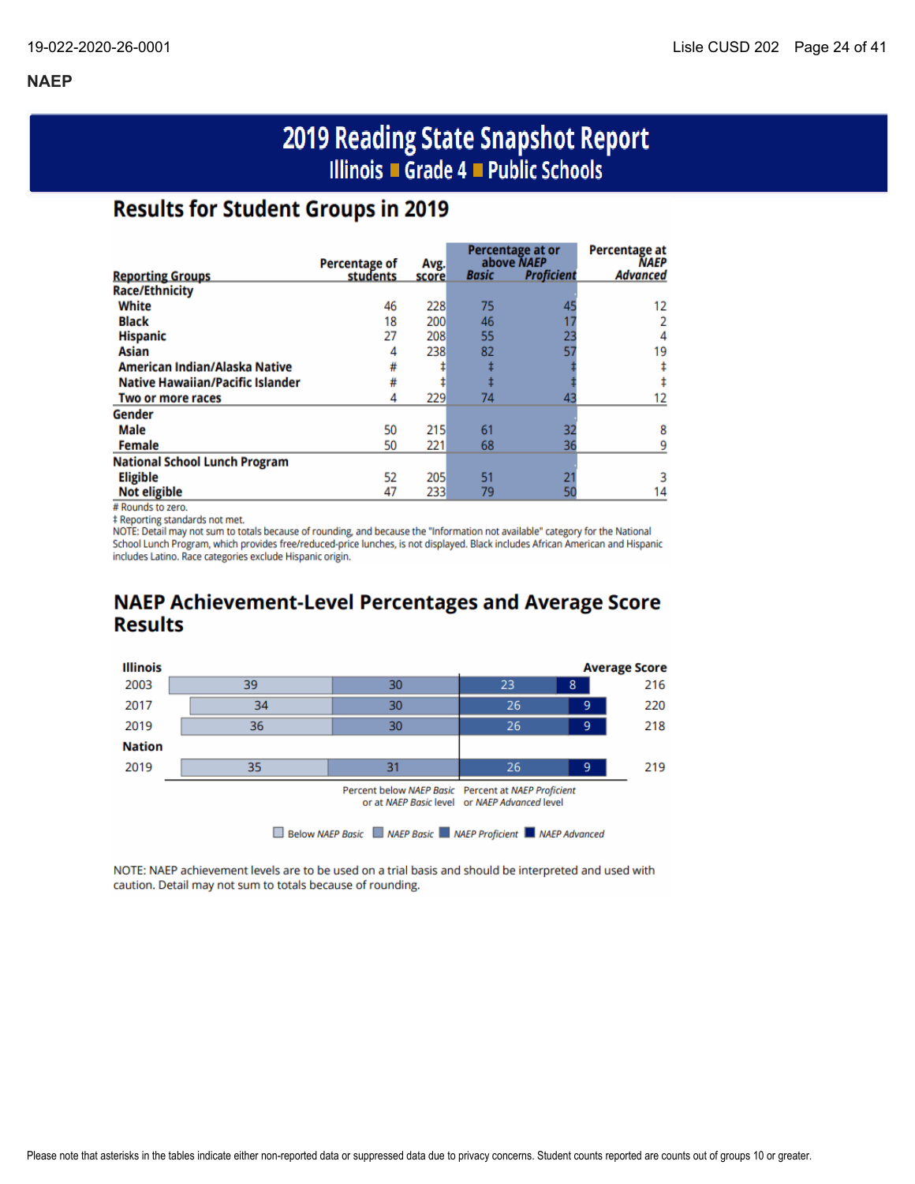## NAEP

# 2019 Reading State Snapshot Report

**Illinois ■ Grade 4 ■ Public Schools**

## Results for Student Groups in 2019

| Reporting Groups | Percentage of students | Avg. score | Percentage at or above *NAEP* *Basic* | Percentage at or above *NAEP* *Proficient* | Percentage at *NAEP* *Advanced* |
|---|---|---|---|---|---|
| **Race/Ethnicity** | | | | | |
| White | 46 | 228 | 75 | 45 | 12 |
| Black | 18 | 200 | 46 | 17 | 2 |
| Hispanic | 27 | 208 | 55 | 23 | 4 |
| Asian | 4 | 238 | 82 | 57 | 19 |
| American Indian/Alaska Native | # | ‡ | ‡ | ‡ | ‡ |
| Native Hawaiian/Pacific Islander | # | ‡ | ‡ | ‡ | ‡ |
| Two or more races | 4 | 229 | 74 | 43 | 12 |
| **Gender** | | | | | |
| Male | 50 | 215 | 61 | 32 | 8 |
| Female | 50 | 221 | 68 | 36 | 9 |
| **National School Lunch Program** | | | | | |
| Eligible | 52 | 205 | 51 | 21 | 3 |
| Not eligible | 47 | 233 | 79 | 50 | 14 |

# Rounds to zero.

‡ Reporting standards not met.

NOTE: Detail may not sum to totals because of rounding, and because the "Information not available" category for the National School Lunch Program, which provides free/reduced-price lunches, is not displayed. Black includes African American and Hispanic includes Latino. Race categories exclude Hispanic origin.

## NAEP Achievement-Level Percentages and Average Score Results

| | Below *NAEP Basic* | *NAEP Basic* | *NAEP Proficient* | *NAEP Advanced* | Average Score |
|---|---|---|---|---|---|
| **Illinois** | | | | | |
| 2003 | 39 | 30 | 23 | 8 | 216 |
| 2017 | 34 | 30 | 26 | 9 | 220 |
| 2019 | 36 | 30 | 26 | 9 | 218 |
| **Nation** | | | | | |
| 2019 | 35 | 31 | 26 | 9 | 219 |

Percent below *NAEP Basic* or at *NAEP Basic* level | Percent at *NAEP Proficient* or *NAEP Advanced* level

■ Below *NAEP Basic* ■ *NAEP Basic* ■ *NAEP Proficient* ■ *NAEP Advanced*

NOTE: NAEP achievement levels are to be used on a trial basis and should be interpreted and used with caution. Detail may not sum to totals because of rounding.

Please note that asterisks in the tables indicate either non-reported data or suppressed data due to privacy concerns. Student counts reported are counts out of groups 10 or greater.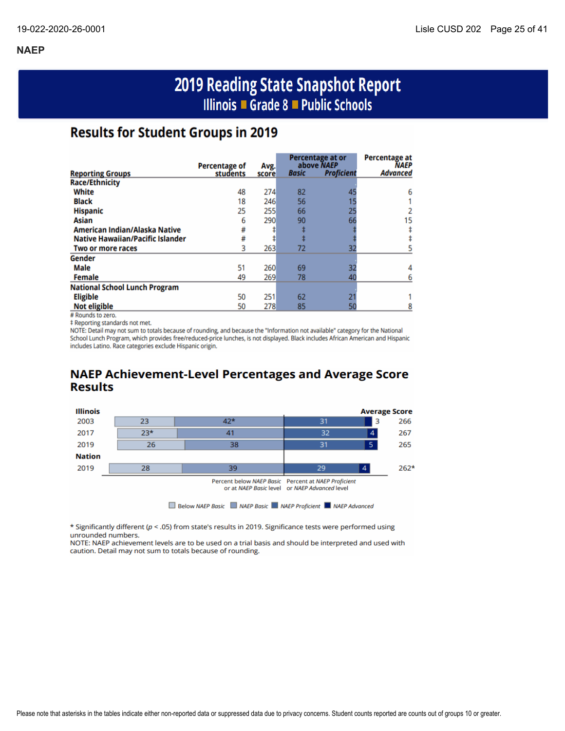## NAEP

# 2019 Reading State Snapshot Report

## Illinois ■ Grade 8 ■ Public Schools

## Results for Student Groups in 2019

| Reporting Groups | Percentage of students | Avg. score | Percentage at or above NAEP *Basic* | Percentage at or above NAEP *Proficient* | Percentage at NAEP *Advanced* |
|---|---|---|---|---|---|
| **Race/Ethnicity** | | | | | |
| White | 48 | 274 | 82 | 45 | 6 |
| Black | 18 | 246 | 56 | 15 | 1 |
| Hispanic | 25 | 255 | 66 | 25 | 2 |
| Asian | 6 | 290 | 90 | 66 | 15 |
| American Indian/Alaska Native | # | ‡ | ‡ | ‡ | ‡ |
| Native Hawaiian/Pacific Islander | # | ‡ | ‡ | ‡ | ‡ |
| Two or more races | 3 | 263 | 72 | 32 | 5 |
| **Gender** | | | | | |
| Male | 51 | 260 | 69 | 32 | 4 |
| Female | 49 | 269 | 78 | 40 | 6 |
| **National School Lunch Program** | | | | | |
| Eligible | 50 | 251 | 62 | 21 | 1 |
| Not eligible | 50 | 278 | 85 | 50 | 8 |

\# Rounds to zero.
‡ Reporting standards not met.
NOTE: Detail may not sum to totals because of rounding, and because the "Information not available" category for the National School Lunch Program, which provides free/reduced-price lunches, is not displayed. Black includes African American and Hispanic includes Latino. Race categories exclude Hispanic origin.

## NAEP Achievement-Level Percentages and Average Score Results

| | Below NAEP *Basic* | NAEP *Basic* | NAEP *Proficient* | NAEP *Advanced* | Average Score |
|---|---|---|---|---|---|
| **Illinois** | | | | | |
| 2003 | 23 | 42* | 31 | 3 | 266 |
| 2017 | 23* | 41 | 32 | 4 | 267 |
| 2019 | 26 | 38 | 31 | 5 | 265 |
| **Nation** | | | | | |
| 2019 | 28 | 39 | 29 | 4 | 262* |

Percent below NAEP *Basic* or at NAEP *Basic* level | Percent at NAEP *Proficient* or NAEP *Advanced* level

\* Significantly different ($p < .05$) from state's results in 2019. Significance tests were performed using unrounded numbers.
NOTE: NAEP achievement levels are to be used on a trial basis and should be interpreted and used with caution. Detail may not sum to totals because of rounding.

Please note that asterisks in the tables indicate either non-reported data or suppressed data due to privacy concerns. Student counts reported are counts out of groups 10 or greater.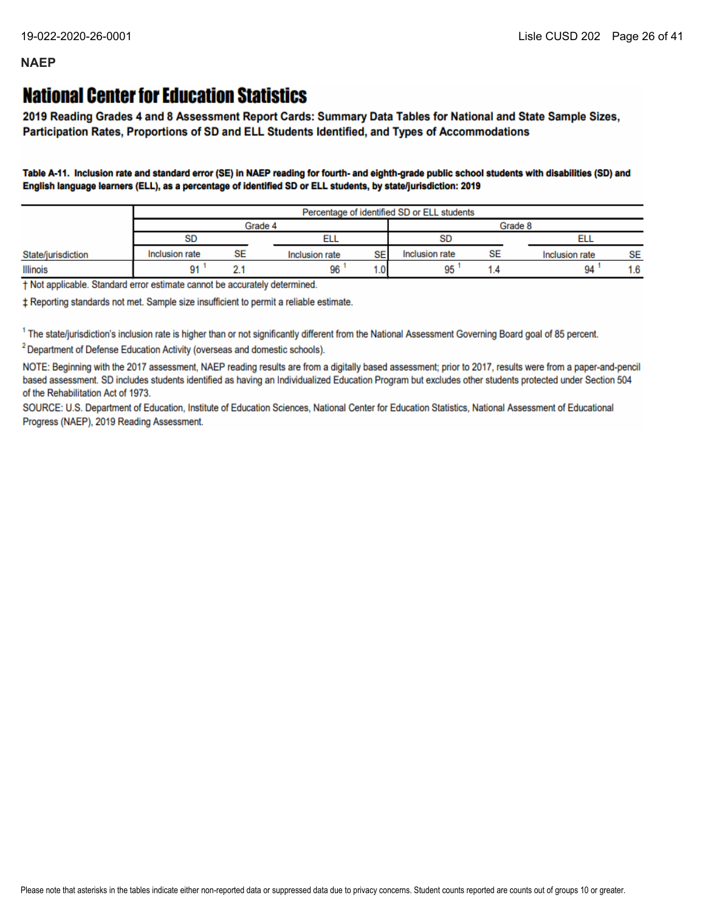## NAEP

# National Center for Education Statistics

**2019 Reading Grades 4 and 8 Assessment Report Cards: Summary Data Tables for National and State Sample Sizes, Participation Rates, Proportions of SD and ELL Students Identified, and Types of Accommodations**

**Table A-11. Inclusion rate and standard error (SE) in NAEP reading for fourth- and eighth-grade public school students with disabilities (SD) and English language learners (ELL), as a percentage of identified SD or ELL students, by state/jurisdiction: 2019**

| | Percentage of identified SD or ELL students | | | | | | | |
|---|---|---|---|---|---|---|---|---|
| | Grade 4 | | | | Grade 8 | | | |
| | SD | | ELL | | SD | | ELL | |
| State/jurisdiction | Inclusion rate | SE | Inclusion rate | SE | Inclusion rate | SE | Inclusion rate | SE |
| Illinois | 91 [1] | 2.1 | 96 [1] | 1.0 | 95 [1] | 1.4 | 94 [1] | 1.6 |

† Not applicable. Standard error estimate cannot be accurately determined.

‡ Reporting standards not met. Sample size insufficient to permit a reliable estimate.

[1] The state/jurisdiction's inclusion rate is higher than or not significantly different from the National Assessment Governing Board goal of 85 percent.

[2] Department of Defense Education Activity (overseas and domestic schools).

NOTE: Beginning with the 2017 assessment, NAEP reading results are from a digitally based assessment; prior to 2017, results were from a paper-and-pencil based assessment. SD includes students identified as having an Individualized Education Program but excludes other students protected under Section 504 of the Rehabilitation Act of 1973.

SOURCE: U.S. Department of Education, Institute of Education Sciences, National Center for Education Statistics, National Assessment of Educational Progress (NAEP), 2019 Reading Assessment.

Please note that asterisks in the tables indicate either non-reported data or suppressed data due to privacy concerns. Student counts reported are counts out of groups 10 or greater.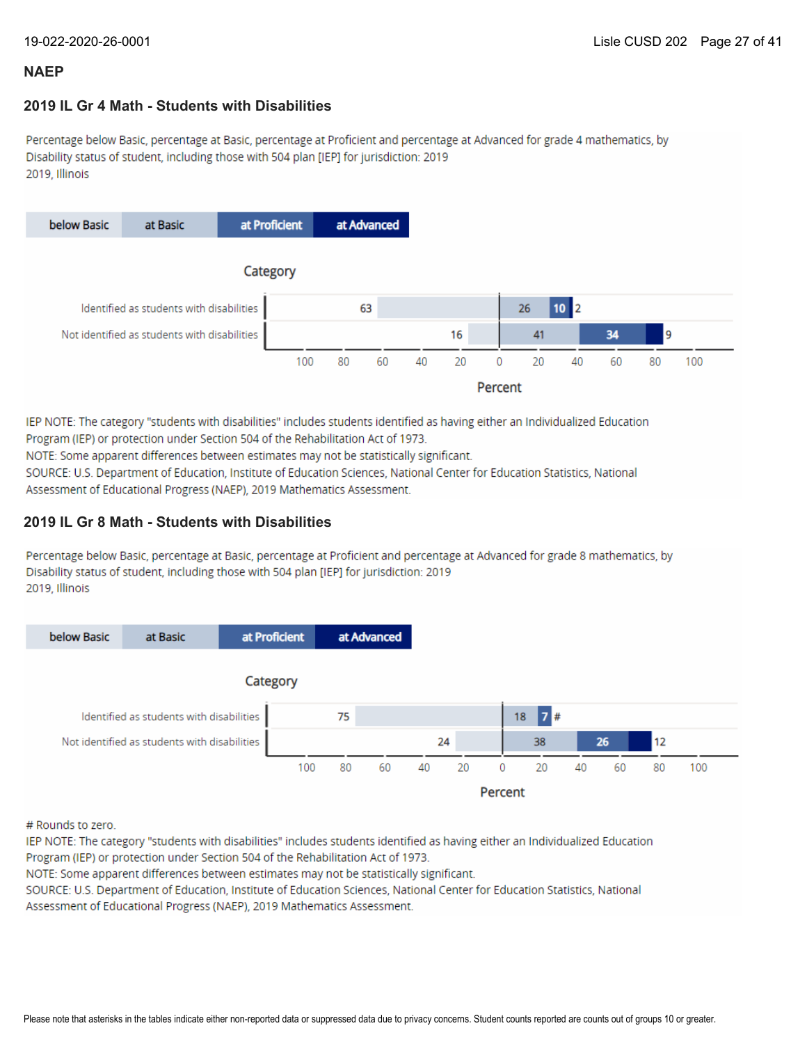## NAEP

### 2019 IL Gr 4 Math - Students with Disabilities

Percentage below Basic, percentage at Basic, percentage at Proficient and percentage at Advanced for grade 4 mathematics, by Disability status of student, including those with 504 plan [IEP] for jurisdiction: 2019
2019, Illinois

| Category | below Basic | at Basic | at Proficient | at Advanced |
|---|---|---|---|---|
| Identified as students with disabilities | 63 | 26 | 10 | 2 |
| Not identified as students with disabilities | 16 | 41 | 34 | 9 |

IEP NOTE: The category "students with disabilities" includes students identified as having either an Individualized Education Program (IEP) or protection under Section 504 of the Rehabilitation Act of 1973.
NOTE: Some apparent differences between estimates may not be statistically significant.
SOURCE: U.S. Department of Education, Institute of Education Sciences, National Center for Education Statistics, National Assessment of Educational Progress (NAEP), 2019 Mathematics Assessment.

### 2019 IL Gr 8 Math - Students with Disabilities

Percentage below Basic, percentage at Basic, percentage at Proficient and percentage at Advanced for grade 8 mathematics, by Disability status of student, including those with 504 plan [IEP] for jurisdiction: 2019
2019, Illinois

| Category | below Basic | at Basic | at Proficient | at Advanced |
|---|---|---|---|---|
| Identified as students with disabilities | 75 | 18 | 7 | # |
| Not identified as students with disabilities | 24 | 38 | 26 | 12 |

# Rounds to zero.
IEP NOTE: The category "students with disabilities" includes students identified as having either an Individualized Education Program (IEP) or protection under Section 504 of the Rehabilitation Act of 1973.
NOTE: Some apparent differences between estimates may not be statistically significant.
SOURCE: U.S. Department of Education, Institute of Education Sciences, National Center for Education Statistics, National Assessment of Educational Progress (NAEP), 2019 Mathematics Assessment.

Please note that asterisks in the tables indicate either non-reported data or suppressed data due to privacy concerns. Student counts reported are counts out of groups 10 or greater.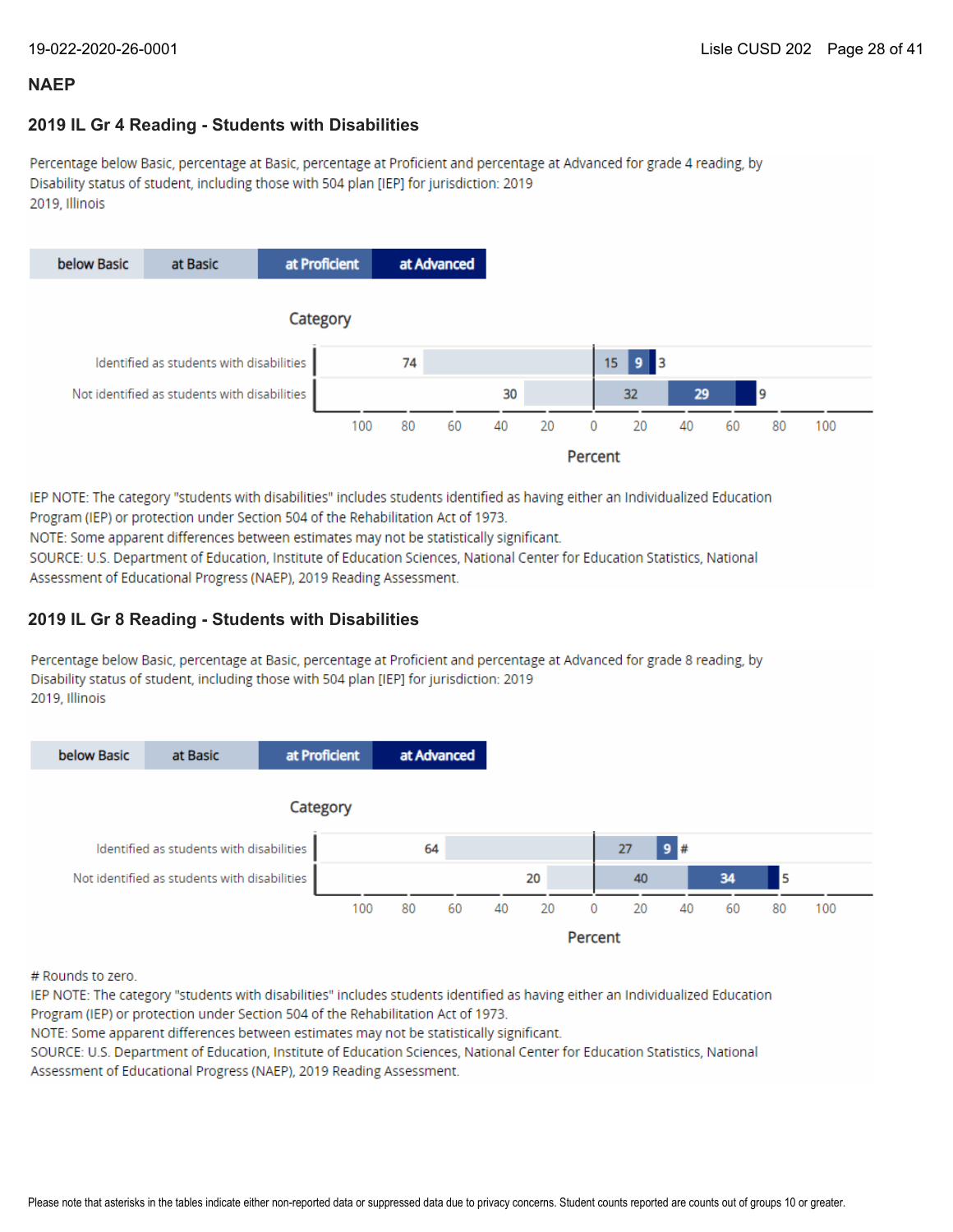## NAEP

### 2019 IL Gr 4 Reading - Students with Disabilities

Percentage below Basic, percentage at Basic, percentage at Proficient and percentage at Advanced for grade 4 reading, by Disability status of student, including those with 504 plan [IEP] for jurisdiction: 2019
2019, Illinois

| Category | below Basic | at Basic | at Proficient | at Advanced |
|---|---|---|---|---|
| Identified as students with disabilities | 74 | 15 | 9 | 3 |
| Not identified as students with disabilities | 30 | 32 | 29 | 9 |

IEP NOTE: The category "students with disabilities" includes students identified as having either an Individualized Education Program (IEP) or protection under Section 504 of the Rehabilitation Act of 1973.
NOTE: Some apparent differences between estimates may not be statistically significant.
SOURCE: U.S. Department of Education, Institute of Education Sciences, National Center for Education Statistics, National Assessment of Educational Progress (NAEP), 2019 Reading Assessment.

### 2019 IL Gr 8 Reading - Students with Disabilities

Percentage below Basic, percentage at Basic, percentage at Proficient and percentage at Advanced for grade 8 reading, by Disability status of student, including those with 504 plan [IEP] for jurisdiction: 2019
2019, Illinois

| Category | below Basic | at Basic | at Proficient | at Advanced |
|---|---|---|---|---|
| Identified as students with disabilities | 64 | 27 | 9 | # |
| Not identified as students with disabilities | 20 | 40 | 34 | 5 |

# Rounds to zero.
IEP NOTE: The category "students with disabilities" includes students identified as having either an Individualized Education Program (IEP) or protection under Section 504 of the Rehabilitation Act of 1973.
NOTE: Some apparent differences between estimates may not be statistically significant.
SOURCE: U.S. Department of Education, Institute of Education Sciences, National Center for Education Statistics, National Assessment of Educational Progress (NAEP), 2019 Reading Assessment.

Please note that asterisks in the tables indicate either non-reported data or suppressed data due to privacy concerns. Student counts reported are counts out of groups 10 or greater.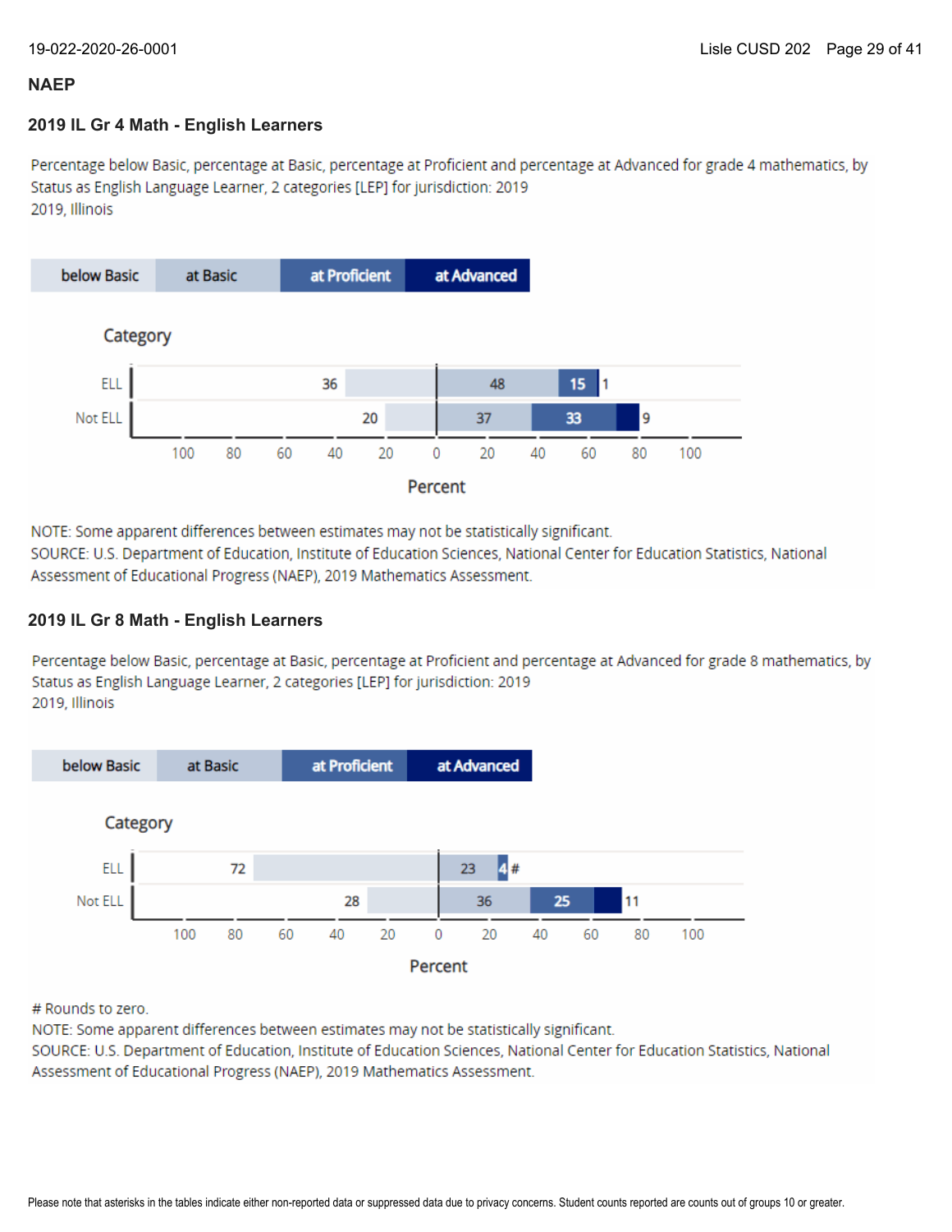## NAEP

### 2019 IL Gr 4 Math - English Learners

Percentage below Basic, percentage at Basic, percentage at Proficient and percentage at Advanced for grade 4 mathematics, by Status as English Language Learner, 2 categories [LEP] for jurisdiction: 2019
2019, Illinois

| Category | below Basic | at Basic | at Proficient | at Advanced |
|---|---|---|---|---|
| ELL | 36 | 48 | 15 | 1 |
| Not ELL | 20 | 37 | 33 | 9 |

Percent

NOTE: Some apparent differences between estimates may not be statistically significant.
SOURCE: U.S. Department of Education, Institute of Education Sciences, National Center for Education Statistics, National Assessment of Educational Progress (NAEP), 2019 Mathematics Assessment.

### 2019 IL Gr 8 Math - English Learners

Percentage below Basic, percentage at Basic, percentage at Proficient and percentage at Advanced for grade 8 mathematics, by Status as English Language Learner, 2 categories [LEP] for jurisdiction: 2019
2019, Illinois

| Category | below Basic | at Basic | at Proficient | at Advanced |
|---|---|---|---|---|
| ELL | 72 | 23 | 4 | # |
| Not ELL | 28 | 36 | 25 | 11 |

Percent

# Rounds to zero.
NOTE: Some apparent differences between estimates may not be statistically significant.
SOURCE: U.S. Department of Education, Institute of Education Sciences, National Center for Education Statistics, National Assessment of Educational Progress (NAEP), 2019 Mathematics Assessment.

Please note that asterisks in the tables indicate either non-reported data or suppressed data due to privacy concerns. Student counts reported are counts out of groups 10 or greater.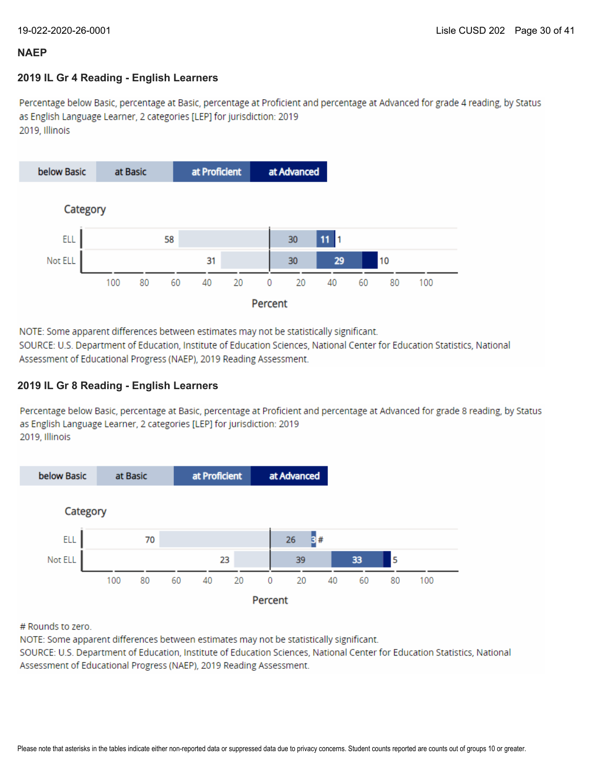## NAEP

### 2019 IL Gr 4 Reading - English Learners

Percentage below Basic, percentage at Basic, percentage at Proficient and percentage at Advanced for grade 4 reading, by Status as English Language Learner, 2 categories [LEP] for jurisdiction: 2019
2019, Illinois

| Category | below Basic | at Basic | at Proficient | at Advanced |
|---|---|---|---|---|
| ELL | 58 | 30 | 11 | 1 |
| Not ELL | 31 | 30 | 29 | 10 |

NOTE: Some apparent differences between estimates may not be statistically significant.
SOURCE: U.S. Department of Education, Institute of Education Sciences, National Center for Education Statistics, National Assessment of Educational Progress (NAEP), 2019 Reading Assessment.

### 2019 IL Gr 8 Reading - English Learners

Percentage below Basic, percentage at Basic, percentage at Proficient and percentage at Advanced for grade 8 reading, by Status as English Language Learner, 2 categories [LEP] for jurisdiction: 2019
2019, Illinois

| Category | below Basic | at Basic | at Proficient | at Advanced |
|---|---|---|---|---|
| ELL | 70 | 26 | 3 | # |
| Not ELL | 23 | 39 | 33 | 5 |

# Rounds to zero.
NOTE: Some apparent differences between estimates may not be statistically significant.
SOURCE: U.S. Department of Education, Institute of Education Sciences, National Center for Education Statistics, National Assessment of Educational Progress (NAEP), 2019 Reading Assessment.

Please note that asterisks in the tables indicate either non-reported data or suppressed data due to privacy concerns. Student counts reported are counts out of groups 10 or greater.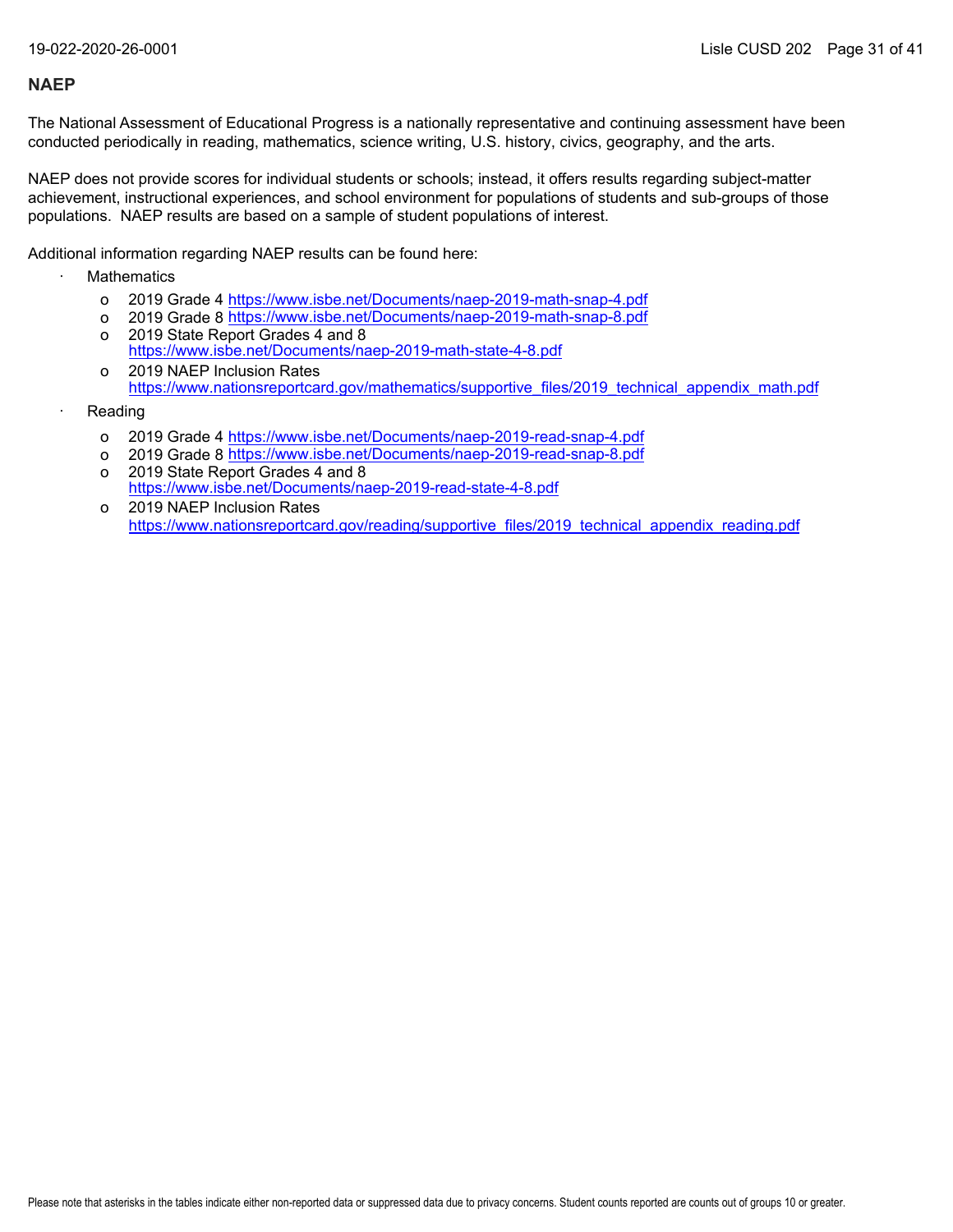## NAEP

The National Assessment of Educational Progress is a nationally representative and continuing assessment have been conducted periodically in reading, mathematics, science writing, U.S. history, civics, geography, and the arts.

NAEP does not provide scores for individual students or schools; instead, it offers results regarding subject-matter achievement, instructional experiences, and school environment for populations of students and sub-groups of those populations. NAEP results are based on a sample of student populations of interest.

Additional information regarding NAEP results can be found here:

- Mathematics
  - 2019 Grade 4 https://www.isbe.net/Documents/naep-2019-math-snap-4.pdf
  - 2019 Grade 8 https://www.isbe.net/Documents/naep-2019-math-snap-8.pdf
  - 2019 State Report Grades 4 and 8 https://www.isbe.net/Documents/naep-2019-math-state-4-8.pdf
  - 2019 NAEP Inclusion Rates https://www.nationsreportcard.gov/mathematics/supportive_files/2019_technical_appendix_math.pdf
- Reading
  - 2019 Grade 4 https://www.isbe.net/Documents/naep-2019-read-snap-4.pdf
  - 2019 Grade 8 https://www.isbe.net/Documents/naep-2019-read-snap-8.pdf
  - 2019 State Report Grades 4 and 8 https://www.isbe.net/Documents/naep-2019-read-state-4-8.pdf
  - 2019 NAEP Inclusion Rates https://www.nationsreportcard.gov/reading/supportive_files/2019_technical_appendix_reading.pdf

Please note that asterisks in the tables indicate either non-reported data or suppressed data due to privacy concerns. Student counts reported are counts out of groups 10 or greater.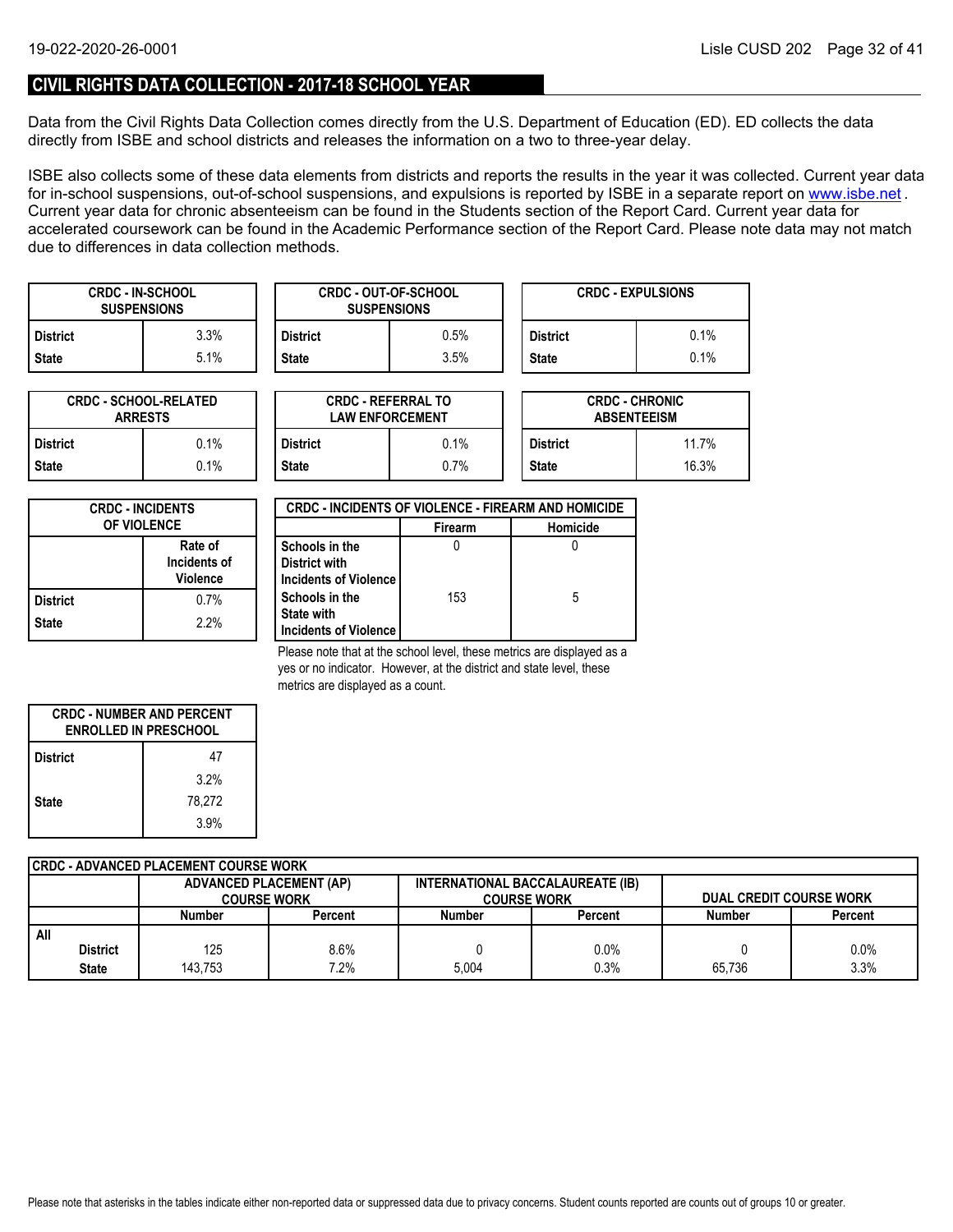## CIVIL RIGHTS DATA COLLECTION - 2017-18 SCHOOL YEAR

Data from the Civil Rights Data Collection comes directly from the U.S. Department of Education (ED). ED collects the data directly from ISBE and school districts and releases the information on a two to three-year delay.

ISBE also collects some of these data elements from districts and reports the results in the year it was collected. Current year data for in-school suspensions, out-of-school suspensions, and expulsions is reported by ISBE in a separate report on www.isbe.net . Current year data for chronic absenteeism can be found in the Students section of the Report Card. Current year data for accelerated coursework can be found in the Academic Performance section of the Report Card. Please note data may not match due to differences in data collection methods.

| CRDC - IN-SCHOOL SUSPENSIONS | |
|---|---|
| District | 3.3% |
| State | 5.1% |

| CRDC - OUT-OF-SCHOOL SUSPENSIONS | |
|---|---|
| District | 0.5% |
| State | 3.5% |

| CRDC - EXPULSIONS | |
|---|---|
| District | 0.1% |
| State | 0.1% |

| CRDC - SCHOOL-RELATED ARRESTS | |
|---|---|
| District | 0.1% |
| State | 0.1% |

| CRDC - REFERRAL TO LAW ENFORCEMENT | |
|---|---|
| District | 0.1% |
| State | 0.7% |

| CRDC - CHRONIC ABSENTEEISM | |
|---|---|
| District | 11.7% |
| State | 16.3% |

| CRDC - INCIDENTS OF VIOLENCE | Rate of Incidents of Violence |
|---|---|
| District | 0.7% |
| State | 2.2% |

| CRDC - INCIDENTS OF VIOLENCE - FIREARM AND HOMICIDE | Firearm | Homicide |
|---|---|---|
| Schools in the District with Incidents of Violence | 0 | 0 |
| Schools in the State with Incidents of Violence | 153 | 5 |

Please note that at the school level, these metrics are displayed as a yes or no indicator. However, at the district and state level, these metrics are displayed as a count.

| CRDC - NUMBER AND PERCENT ENROLLED IN PRESCHOOL | |
|---|---|
| District | 47 |
| | 3.2% |
| State | 78,272 |
| | 3.9% |

| CRDC - ADVANCED PLACEMENT COURSE WORK | ADVANCED PLACEMENT (AP) COURSE WORK | | INTERNATIONAL BACCALAUREATE (IB) COURSE WORK | | DUAL CREDIT COURSE WORK | |
|---|---|---|---|---|---|---|
| | Number | Percent | Number | Percent | Number | Percent |
| All | | | | | | |
| District | 125 | 8.6% | 0 | 0.0% | 0 | 0.0% |
| State | 143,753 | 7.2% | 5,004 | 0.3% | 65,736 | 3.3% |

Please note that asterisks in the tables indicate either non-reported data or suppressed data due to privacy concerns. Student counts reported are counts out of groups 10 or greater.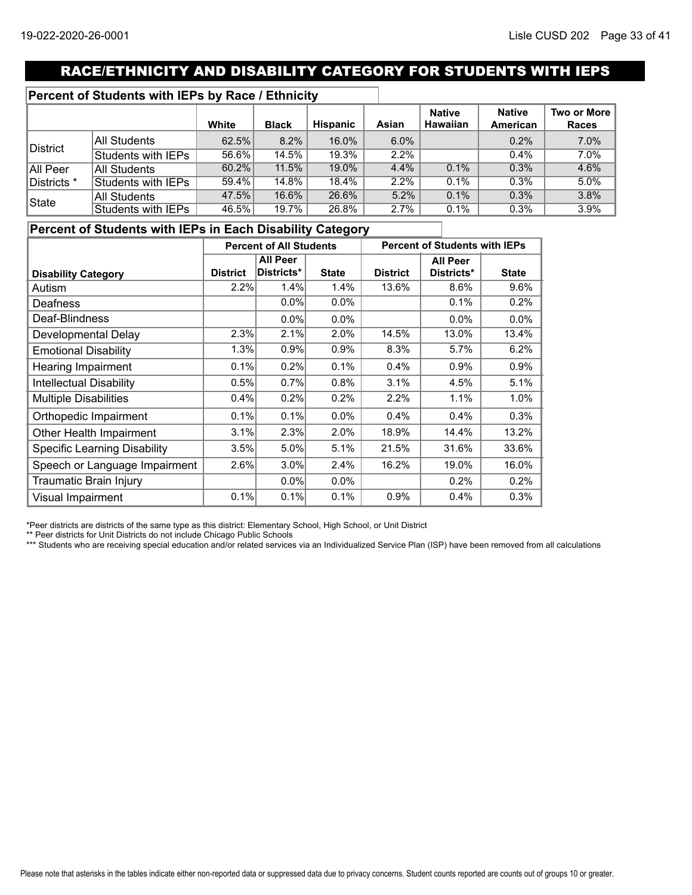## RACE/ETHNICITY AND DISABILITY CATEGORY FOR STUDENTS WITH IEPS

### Percent of Students with IEPs by Race / Ethnicity

| | | White | Black | Hispanic | Asian | Native Hawaiian | Native American | Two or More Races |
|---|---|---|---|---|---|---|---|---|
| District | All Students | 62.5% | 8.2% | 16.0% | 6.0% | | 0.2% | 7.0% |
| | Students with IEPs | 56.6% | 14.5% | 19.3% | 2.2% | | 0.4% | 7.0% |
| All Peer Districts * | All Students | 60.2% | 11.5% | 19.0% | 4.4% | 0.1% | 0.3% | 4.6% |
| | Students with IEPs | 59.4% | 14.8% | 18.4% | 2.2% | 0.1% | 0.3% | 5.0% |
| State | All Students | 47.5% | 16.6% | 26.6% | 5.2% | 0.1% | 0.3% | 3.8% |
| | Students with IEPs | 46.5% | 19.7% | 26.8% | 2.7% | 0.1% | 0.3% | 3.9% |

### Percent of Students with IEPs in Each Disability Category

| | Percent of All Students | | | Percent of Students with IEPs | | |
|---|---|---|---|---|---|---|
| Disability Category | District | All Peer Districts* | State | District | All Peer Districts* | State |
| Autism | 2.2% | 1.4% | 1.4% | 13.6% | 8.6% | 9.6% |
| Deafness | | 0.0% | 0.0% | | 0.1% | 0.2% |
| Deaf-Blindness | | 0.0% | 0.0% | | 0.0% | 0.0% |
| Developmental Delay | 2.3% | 2.1% | 2.0% | 14.5% | 13.0% | 13.4% |
| Emotional Disability | 1.3% | 0.9% | 0.9% | 8.3% | 5.7% | 6.2% |
| Hearing Impairment | 0.1% | 0.2% | 0.1% | 0.4% | 0.9% | 0.9% |
| Intellectual Disability | 0.5% | 0.7% | 0.8% | 3.1% | 4.5% | 5.1% |
| Multiple Disabilities | 0.4% | 0.2% | 0.2% | 2.2% | 1.1% | 1.0% |
| Orthopedic Impairment | 0.1% | 0.1% | 0.0% | 0.4% | 0.4% | 0.3% |
| Other Health Impairment | 3.1% | 2.3% | 2.0% | 18.9% | 14.4% | 13.2% |
| Specific Learning Disability | 3.5% | 5.0% | 5.1% | 21.5% | 31.6% | 33.6% |
| Speech or Language Impairment | 2.6% | 3.0% | 2.4% | 16.2% | 19.0% | 16.0% |
| Traumatic Brain Injury | | 0.0% | 0.0% | | 0.2% | 0.2% |
| Visual Impairment | 0.1% | 0.1% | 0.1% | 0.9% | 0.4% | 0.3% |

*Peer districts are districts of the same type as this district: Elementary School, High School, or Unit District

** Peer districts for Unit Districts do not include Chicago Public Schools

*** Students who are receiving special education and/or related services via an Individualized Service Plan (ISP) have been removed from all calculations

Please note that asterisks in the tables indicate either non-reported data or suppressed data due to privacy concerns. Student counts reported are counts out of groups 10 or greater.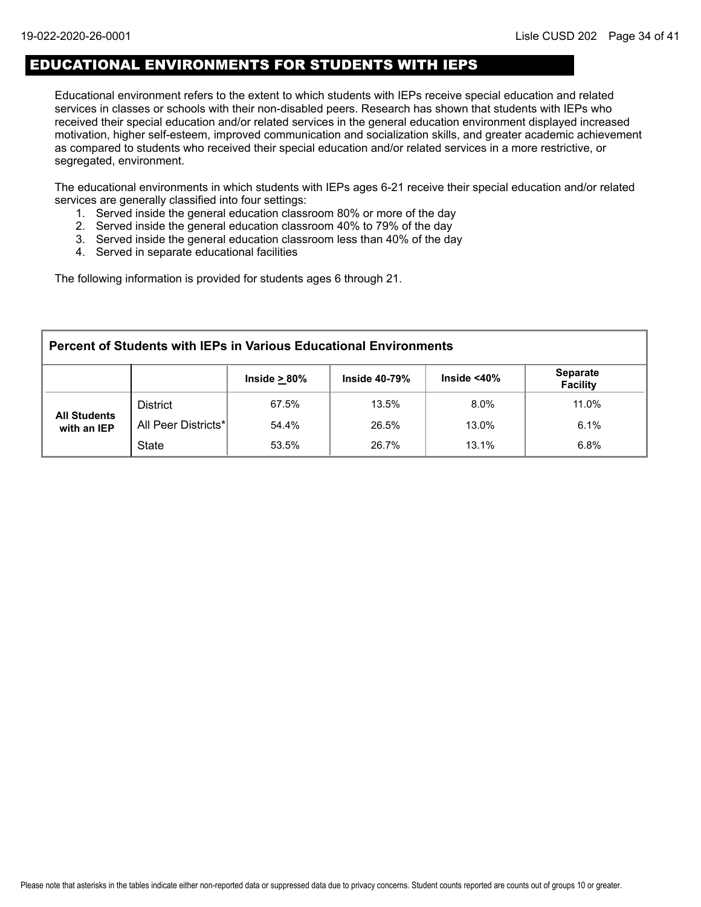## EDUCATIONAL ENVIRONMENTS FOR STUDENTS WITH IEPS

Educational environment refers to the extent to which students with IEPs receive special education and related services in classes or schools with their non-disabled peers. Research has shown that students with IEPs who received their special education and/or related services in the general education environment displayed increased motivation, higher self-esteem, improved communication and socialization skills, and greater academic achievement as compared to students who received their special education and/or related services in a more restrictive, or segregated, environment.

The educational environments in which students with IEPs ages 6-21 receive their special education and/or related services are generally classified into four settings:

1. Served inside the general education classroom 80% or more of the day
2. Served inside the general education classroom 40% to 79% of the day
3. Served inside the general education classroom less than 40% of the day
4. Served in separate educational facilities

The following information is provided for students ages 6 through 21.

**Percent of Students with IEPs in Various Educational Environments**

| | | Inside ≥ 80% | Inside 40-79% | Inside <40% | Separate Facility |
|---|---|---|---|---|---|
| All Students with an IEP | District | 67.5% | 13.5% | 8.0% | 11.0% |
| | All Peer Districts* | 54.4% | 26.5% | 13.0% | 6.1% |
| | State | 53.5% | 26.7% | 13.1% | 6.8% |

Please note that asterisks in the tables indicate either non-reported data or suppressed data due to privacy concerns. Student counts reported are counts out of groups 10 or greater.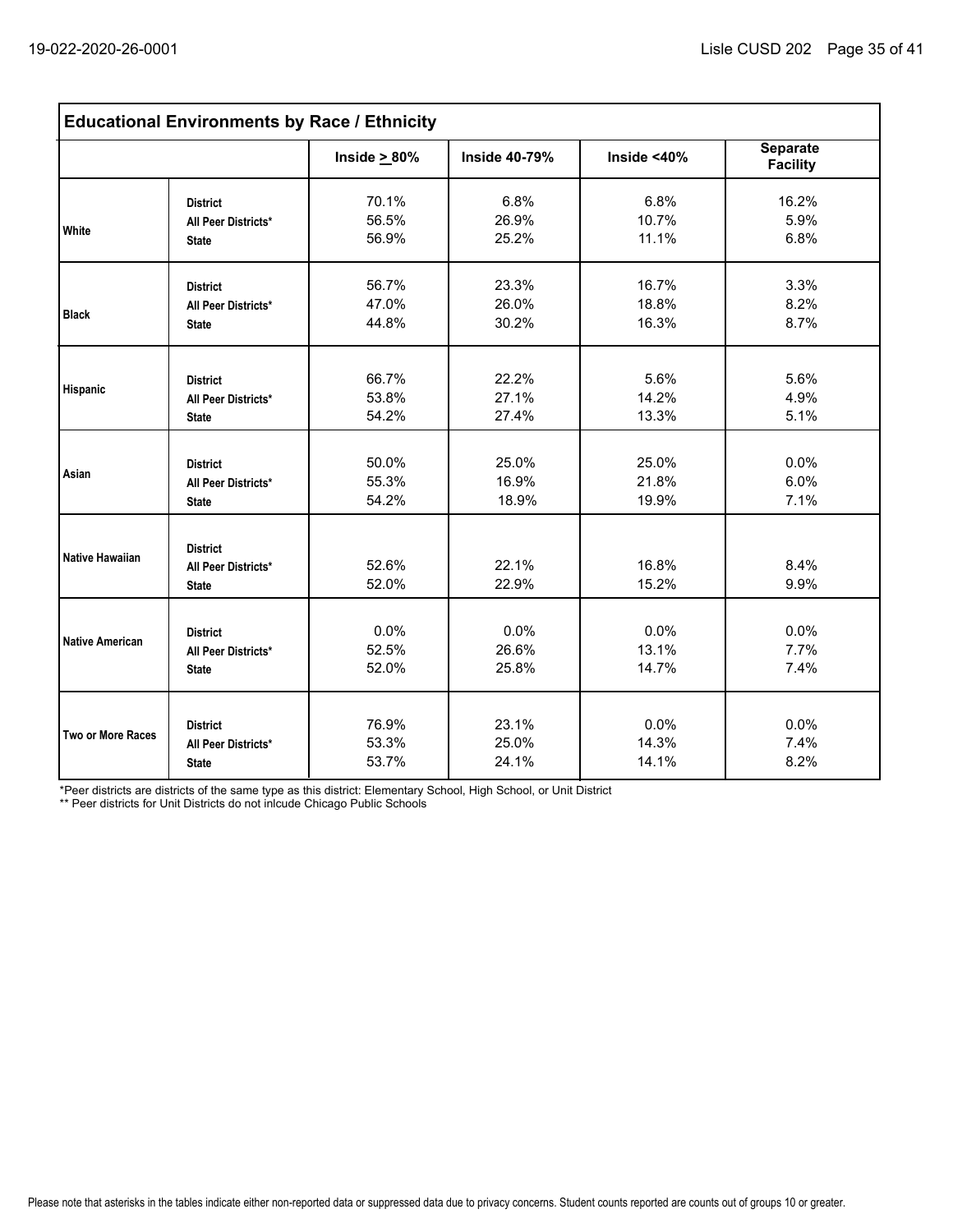## Educational Environments by Race / Ethnicity

| | | Inside ≥ 80% | Inside 40-79% | Inside <40% | Separate Facility |
|---|---|---|---|---|---|
| White | District | 70.1% | 6.8% | 6.8% | 16.2% |
| | All Peer Districts* | 56.5% | 26.9% | 10.7% | 5.9% |
| | State | 56.9% | 25.2% | 11.1% | 6.8% |
| Black | District | 56.7% | 23.3% | 16.7% | 3.3% |
| | All Peer Districts* | 47.0% | 26.0% | 18.8% | 8.2% |
| | State | 44.8% | 30.2% | 16.3% | 8.7% |
| Hispanic | District | 66.7% | 22.2% | 5.6% | 5.6% |
| | All Peer Districts* | 53.8% | 27.1% | 14.2% | 4.9% |
| | State | 54.2% | 27.4% | 13.3% | 5.1% |
| Asian | District | 50.0% | 25.0% | 25.0% | 0.0% |
| | All Peer Districts* | 55.3% | 16.9% | 21.8% | 6.0% |
| | State | 54.2% | 18.9% | 19.9% | 7.1% |
| Native Hawaiian | District | | | | |
| | All Peer Districts* | 52.6% | 22.1% | 16.8% | 8.4% |
| | State | 52.0% | 22.9% | 15.2% | 9.9% |
| Native American | District | 0.0% | 0.0% | 0.0% | 0.0% |
| | All Peer Districts* | 52.5% | 26.6% | 13.1% | 7.7% |
| | State | 52.0% | 25.8% | 14.7% | 7.4% |
| Two or More Races | District | 76.9% | 23.1% | 0.0% | 0.0% |
| | All Peer Districts* | 53.3% | 25.0% | 14.3% | 7.4% |
| | State | 53.7% | 24.1% | 14.1% | 8.2% |

*Peer districts are districts of the same type as this district: Elementary School, High School, or Unit District

** Peer districts for Unit Districts do not inlcude Chicago Public Schools

Please note that asterisks in the tables indicate either non-reported data or suppressed data due to privacy concerns. Student counts reported are counts out of groups 10 or greater.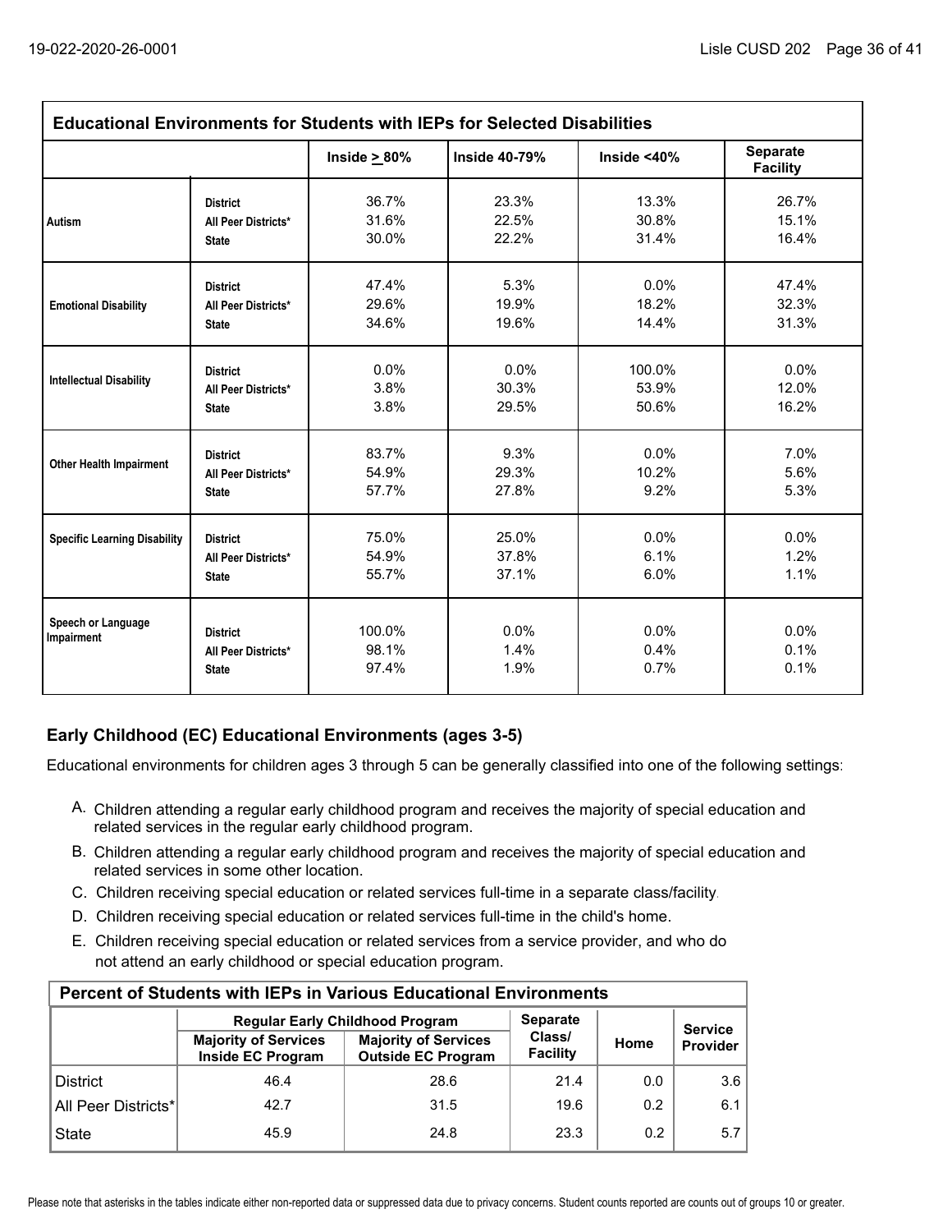| Educational Environments for Students with IEPs for Selected Disabilities | | | | | |
|---|---|---|---|---|---|
| | | Inside ≥ 80% | Inside 40-79% | Inside <40% | Separate Facility |
| Autism | District | 36.7% | 23.3% | 13.3% | 26.7% |
| | All Peer Districts* | 31.6% | 22.5% | 30.8% | 15.1% |
| | State | 30.0% | 22.2% | 31.4% | 16.4% |
| Emotional Disability | District | 47.4% | 5.3% | 0.0% | 47.4% |
| | All Peer Districts* | 29.6% | 19.9% | 18.2% | 32.3% |
| | State | 34.6% | 19.6% | 14.4% | 31.3% |
| Intellectual Disability | District | 0.0% | 0.0% | 100.0% | 0.0% |
| | All Peer Districts* | 3.8% | 30.3% | 53.9% | 12.0% |
| | State | 3.8% | 29.5% | 50.6% | 16.2% |
| Other Health Impairment | District | 83.7% | 9.3% | 0.0% | 7.0% |
| | All Peer Districts* | 54.9% | 29.3% | 10.2% | 5.6% |
| | State | 57.7% | 27.8% | 9.2% | 5.3% |
| Specific Learning Disability | District | 75.0% | 25.0% | 0.0% | 0.0% |
| | All Peer Districts* | 54.9% | 37.8% | 6.1% | 1.2% |
| | State | 55.7% | 37.1% | 6.0% | 1.1% |
| Speech or Language Impairment | District | 100.0% | 0.0% | 0.0% | 0.0% |
| | All Peer Districts* | 98.1% | 1.4% | 0.4% | 0.1% |
| | State | 97.4% | 1.9% | 0.7% | 0.1% |

## Early Childhood (EC) Educational Environments (ages 3-5)

Educational environments for children ages 3 through 5 can be generally classified into one of the following settings:

A. Children attending a regular early childhood program and receives the majority of special education and related services in the regular early childhood program.

B. Children attending a regular early childhood program and receives the majority of special education and related services in some other location.

C. Children receiving special education or related services full-time in a separate class/facility.

D. Children receiving special education or related services full-time in the child's home.

E. Children receiving special education or related services from a service provider, and who do not attend an early childhood or special education program.

| Percent of Students with IEPs in Various Educational Environments | | | | | |
|---|---|---|---|---|---|
| | Regular Early Childhood Program | | Separate Class/ Facility | Home | Service Provider |
| | Majority of Services Inside EC Program | Majority of Services Outside EC Program | | | |
| District | 46.4 | 28.6 | 21.4 | 0.0 | 3.6 |
| All Peer Districts* | 42.7 | 31.5 | 19.6 | 0.2 | 6.1 |
| State | 45.9 | 24.8 | 23.3 | 0.2 | 5.7 |

Please note that asterisks in the tables indicate either non-reported data or suppressed data due to privacy concerns. Student counts reported are counts out of groups 10 or greater.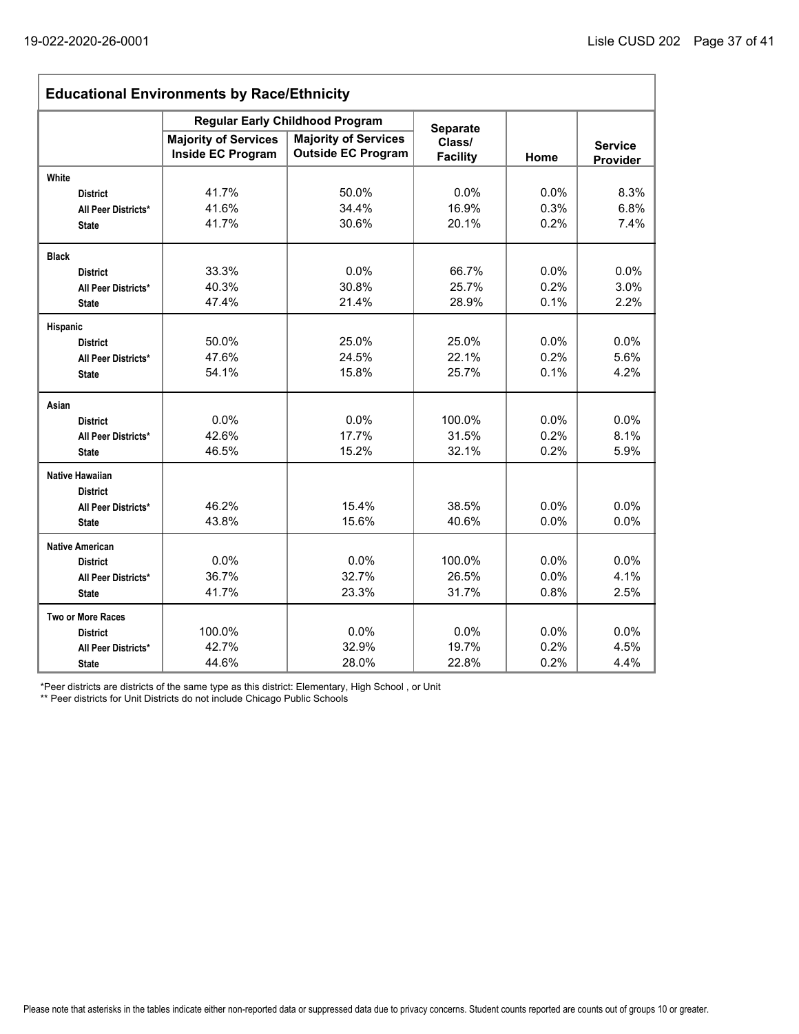## Educational Environments by Race/Ethnicity

| | Regular Early Childhood Program | | Separate Class/ Facility | Home | Service Provider |
|---|---|---|---|---|---|
| | Majority of Services Inside EC Program | Majority of Services Outside EC Program | | | |
| **White** | | | | | |
| District | 41.7% | 50.0% | 0.0% | 0.0% | 8.3% |
| All Peer Districts* | 41.6% | 34.4% | 16.9% | 0.3% | 6.8% |
| State | 41.7% | 30.6% | 20.1% | 0.2% | 7.4% |
| **Black** | | | | | |
| District | 33.3% | 0.0% | 66.7% | 0.0% | 0.0% |
| All Peer Districts* | 40.3% | 30.8% | 25.7% | 0.2% | 3.0% |
| State | 47.4% | 21.4% | 28.9% | 0.1% | 2.2% |
| **Hispanic** | | | | | |
| District | 50.0% | 25.0% | 25.0% | 0.0% | 0.0% |
| All Peer Districts* | 47.6% | 24.5% | 22.1% | 0.2% | 5.6% |
| State | 54.1% | 15.8% | 25.7% | 0.1% | 4.2% |
| **Asian** | | | | | |
| District | 0.0% | 0.0% | 100.0% | 0.0% | 0.0% |
| All Peer Districts* | 42.6% | 17.7% | 31.5% | 0.2% | 8.1% |
| State | 46.5% | 15.2% | 32.1% | 0.2% | 5.9% |
| **Native Hawaiian** | | | | | |
| District | | | | | |
| All Peer Districts* | 46.2% | 15.4% | 38.5% | 0.0% | 0.0% |
| State | 43.8% | 15.6% | 40.6% | 0.0% | 0.0% |
| **Native American** | | | | | |
| District | 0.0% | 0.0% | 100.0% | 0.0% | 0.0% |
| All Peer Districts* | 36.7% | 32.7% | 26.5% | 0.0% | 4.1% |
| State | 41.7% | 23.3% | 31.7% | 0.8% | 2.5% |
| **Two or More Races** | | | | | |
| District | 100.0% | 0.0% | 0.0% | 0.0% | 0.0% |
| All Peer Districts* | 42.7% | 32.9% | 19.7% | 0.2% | 4.5% |
| State | 44.6% | 28.0% | 22.8% | 0.2% | 4.4% |

*Peer districts are districts of the same type as this district: Elementary, High School , or Unit

** Peer districts for Unit Districts do not include Chicago Public Schools

Please note that asterisks in the tables indicate either non-reported data or suppressed data due to privacy concerns. Student counts reported are counts out of groups 10 or greater.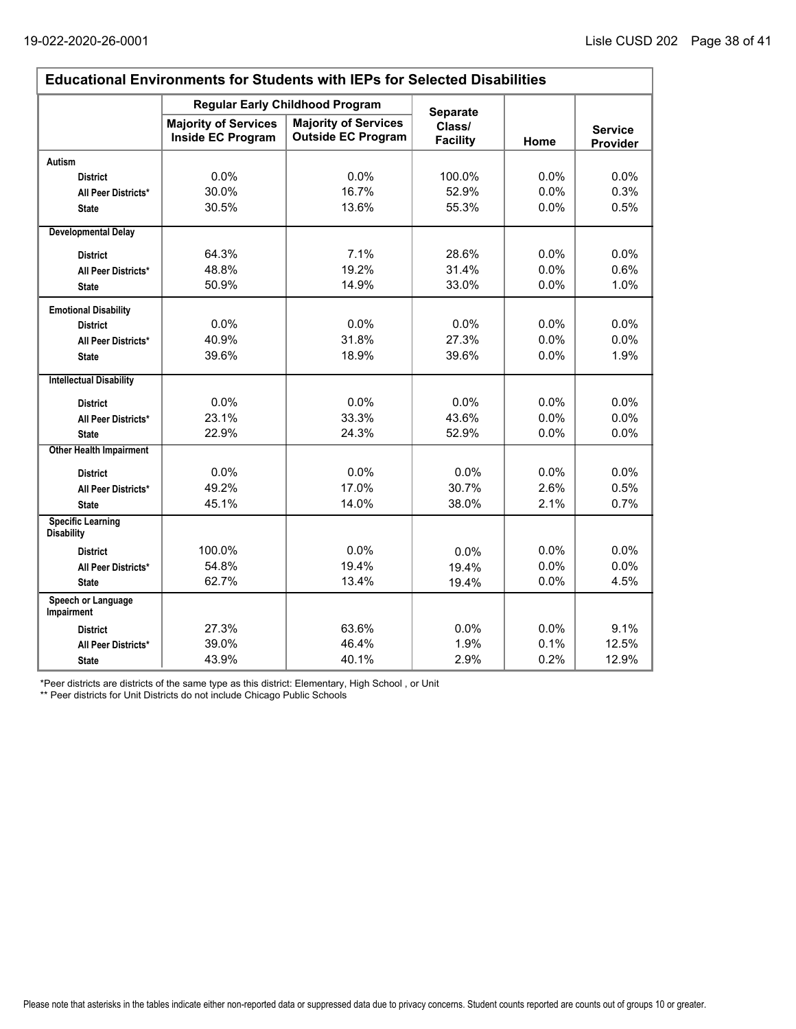## Educational Environments for Students with IEPs for Selected Disabilities

| | Regular Early Childhood Program | | Separate Class/ Facility | Home | Service Provider |
|---|---|---|---|---|---|
| | Majority of Services Inside EC Program | Majority of Services Outside EC Program | | | |
| **Autism** | | | | | |
| **District** | 0.0% | 0.0% | 100.0% | 0.0% | 0.0% |
| **All Peer Districts*** | 30.0% | 16.7% | 52.9% | 0.0% | 0.3% |
| **State** | 30.5% | 13.6% | 55.3% | 0.0% | 0.5% |
| **Developmental Delay** | | | | | |
| **District** | 64.3% | 7.1% | 28.6% | 0.0% | 0.0% |
| **All Peer Districts*** | 48.8% | 19.2% | 31.4% | 0.0% | 0.6% |
| **State** | 50.9% | 14.9% | 33.0% | 0.0% | 1.0% |
| **Emotional Disability** | | | | | |
| **District** | 0.0% | 0.0% | 0.0% | 0.0% | 0.0% |
| **All Peer Districts*** | 40.9% | 31.8% | 27.3% | 0.0% | 0.0% |
| **State** | 39.6% | 18.9% | 39.6% | 0.0% | 1.9% |
| **Intellectual Disability** | | | | | |
| **District** | 0.0% | 0.0% | 0.0% | 0.0% | 0.0% |
| **All Peer Districts*** | 23.1% | 33.3% | 43.6% | 0.0% | 0.0% |
| **State** | 22.9% | 24.3% | 52.9% | 0.0% | 0.0% |
| **Other Health Impairment** | | | | | |
| **District** | 0.0% | 0.0% | 0.0% | 0.0% | 0.0% |
| **All Peer Districts*** | 49.2% | 17.0% | 30.7% | 2.6% | 0.5% |
| **State** | 45.1% | 14.0% | 38.0% | 2.1% | 0.7% |
| **Specific Learning Disability** | | | | | |
| **District** | 100.0% | 0.0% | 0.0% | 0.0% | 0.0% |
| **All Peer Districts*** | 54.8% | 19.4% | 19.4% | 0.0% | 0.0% |
| **State** | 62.7% | 13.4% | 19.4% | 0.0% | 4.5% |
| **Speech or Language Impairment** | | | | | |
| **District** | 27.3% | 63.6% | 0.0% | 0.0% | 9.1% |
| **All Peer Districts*** | 39.0% | 46.4% | 1.9% | 0.1% | 12.5% |
| **State** | 43.9% | 40.1% | 2.9% | 0.2% | 12.9% |

*Peer districts are districts of the same type as this district: Elementary, High School , or Unit

** Peer districts for Unit Districts do not include Chicago Public Schools

Please note that asterisks in the tables indicate either non-reported data or suppressed data due to privacy concerns. Student counts reported are counts out of groups 10 or greater.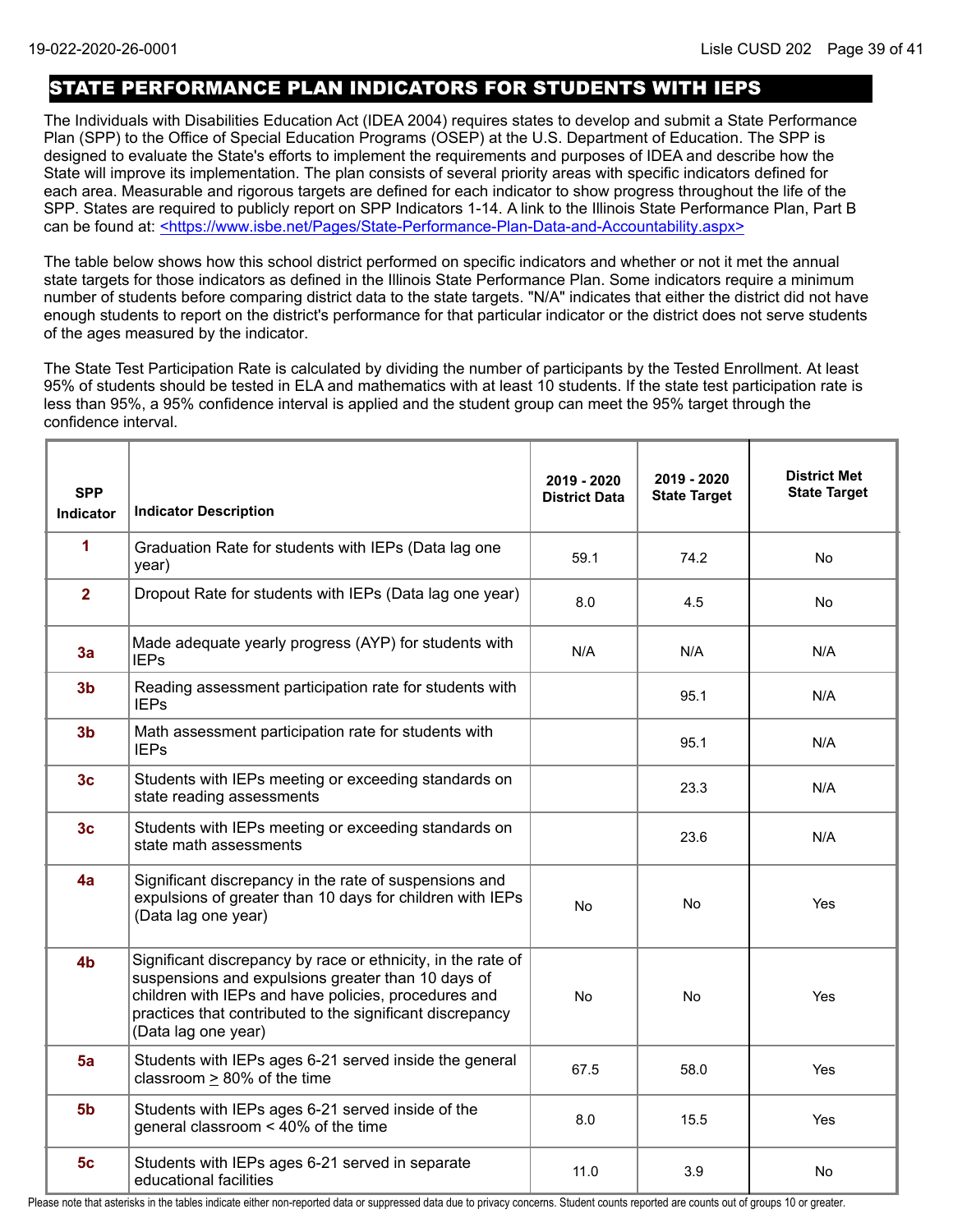## STATE PERFORMANCE PLAN INDICATORS FOR STUDENTS WITH IEPS

The Individuals with Disabilities Education Act (IDEA 2004) requires states to develop and submit a State Performance Plan (SPP) to the Office of Special Education Programs (OSEP) at the U.S. Department of Education. The SPP is designed to evaluate the State's efforts to implement the requirements and purposes of IDEA and describe how the State will improve its implementation. The plan consists of several priority areas with specific indicators defined for each area. Measurable and rigorous targets are defined for each indicator to show progress throughout the life of the SPP. States are required to publicly report on SPP Indicators 1-14. A link to the Illinois State Performance Plan, Part B can be found at: <https://www.isbe.net/Pages/State-Performance-Plan-Data-and-Accountability.aspx>

The table below shows how this school district performed on specific indicators and whether or not it met the annual state targets for those indicators as defined in the Illinois State Performance Plan. Some indicators require a minimum number of students before comparing district data to the state targets. "N/A" indicates that either the district did not have enough students to report on the district's performance for that particular indicator or the district does not serve students of the ages measured by the indicator.

The State Test Participation Rate is calculated by dividing the number of participants by the Tested Enrollment. At least 95% of students should be tested in ELA and mathematics with at least 10 students. If the state test participation rate is less than 95%, a 95% confidence interval is applied and the student group can meet the 95% target through the confidence interval.

| SPP Indicator | Indicator Description | 2019 - 2020 District Data | 2019 - 2020 State Target | District Met State Target |
|---|---|---|---|---|
| 1 | Graduation Rate for students with IEPs (Data lag one year) | 59.1 | 74.2 | No |
| 2 | Dropout Rate for students with IEPs (Data lag one year) | 8.0 | 4.5 | No |
| 3a | Made adequate yearly progress (AYP) for students with IEPs | N/A | N/A | N/A |
| 3b | Reading assessment participation rate for students with IEPs | | 95.1 | N/A |
| 3b | Math assessment participation rate for students with IEPs | | 95.1 | N/A |
| 3c | Students with IEPs meeting or exceeding standards on state reading assessments | | 23.3 | N/A |
| 3c | Students with IEPs meeting or exceeding standards on state math assessments | | 23.6 | N/A |
| 4a | Significant discrepancy in the rate of suspensions and expulsions of greater than 10 days for children with IEPs (Data lag one year) | No | No | Yes |
| 4b | Significant discrepancy by race or ethnicity, in the rate of suspensions and expulsions greater than 10 days of children with IEPs and have policies, procedures and practices that contributed to the significant discrepancy (Data lag one year) | No | No | Yes |
| 5a | Students with IEPs ages 6-21 served inside the general classroom ≥ 80% of the time | 67.5 | 58.0 | Yes |
| 5b | Students with IEPs ages 6-21 served inside of the general classroom < 40% of the time | 8.0 | 15.5 | Yes |
| 5c | Students with IEPs ages 6-21 served in separate educational facilities | 11.0 | 3.9 | No |

Please note that asterisks in the tables indicate either non-reported data or suppressed data due to privacy concerns. Student counts reported are counts out of groups 10 or greater.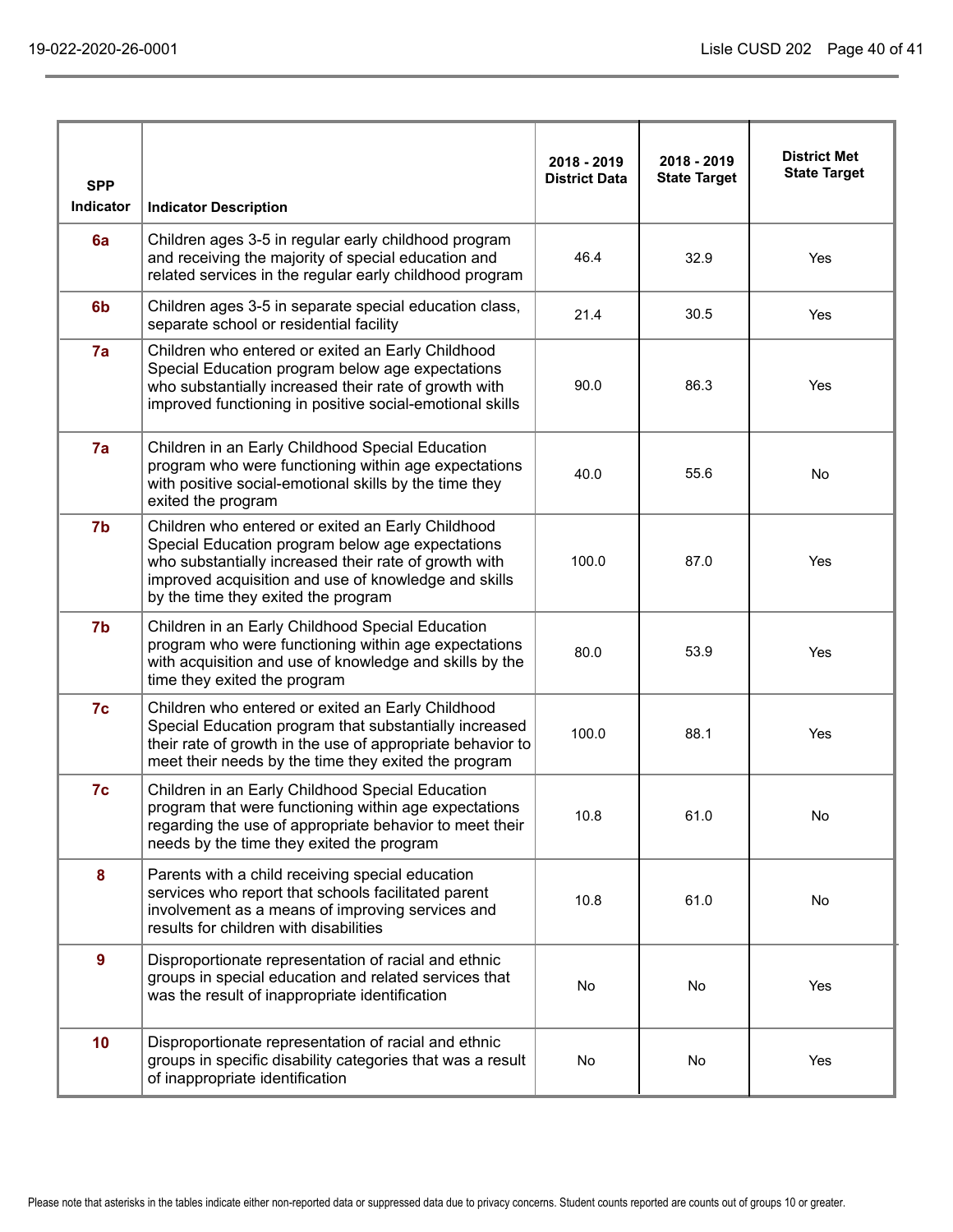| SPP Indicator | Indicator Description | 2018 - 2019 District Data | 2018 - 2019 State Target | District Met State Target |
|---|---|---|---|---|
| 6a | Children ages 3-5 in regular early childhood program and receiving the majority of special education and related services in the regular early childhood program | 46.4 | 32.9 | Yes |
| 6b | Children ages 3-5 in separate special education class, separate school or residential facility | 21.4 | 30.5 | Yes |
| 7a | Children who entered or exited an Early Childhood Special Education program below age expectations who substantially increased their rate of growth with improved functioning in positive social-emotional skills | 90.0 | 86.3 | Yes |
| 7a | Children in an Early Childhood Special Education program who were functioning within age expectations with positive social-emotional skills by the time they exited the program | 40.0 | 55.6 | No |
| 7b | Children who entered or exited an Early Childhood Special Education program below age expectations who substantially increased their rate of growth with improved acquisition and use of knowledge and skills by the time they exited the program | 100.0 | 87.0 | Yes |
| 7b | Children in an Early Childhood Special Education program who were functioning within age expectations with acquisition and use of knowledge and skills by the time they exited the program | 80.0 | 53.9 | Yes |
| 7c | Children who entered or exited an Early Childhood Special Education program that substantially increased their rate of growth in the use of appropriate behavior to meet their needs by the time they exited the program | 100.0 | 88.1 | Yes |
| 7c | Children in an Early Childhood Special Education program that were functioning within age expectations regarding the use of appropriate behavior to meet their needs by the time they exited the program | 10.8 | 61.0 | No |
| 8 | Parents with a child receiving special education services who report that schools facilitated parent involvement as a means of improving services and results for children with disabilities | 10.8 | 61.0 | No |
| 9 | Disproportionate representation of racial and ethnic groups in special education and related services that was the result of inappropriate identification | No | No | Yes |
| 10 | Disproportionate representation of racial and ethnic groups in specific disability categories that was a result of inappropriate identification | No | No | Yes |

Please note that asterisks in the tables indicate either non-reported data or suppressed data due to privacy concerns. Student counts reported are counts out of groups 10 or greater.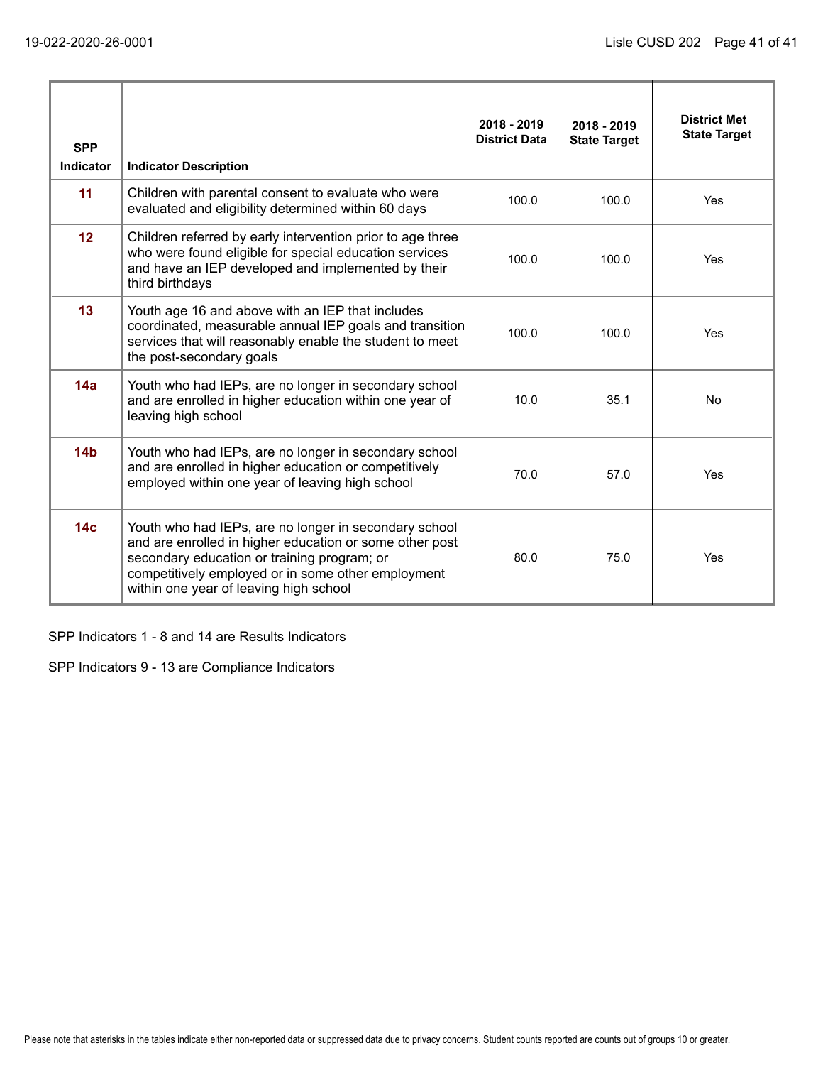| SPP Indicator | Indicator Description | 2018 - 2019 District Data | 2018 - 2019 State Target | District Met State Target |
|---|---|---|---|---|
| 11 | Children with parental consent to evaluate who were evaluated and eligibility determined within 60 days | 100.0 | 100.0 | Yes |
| 12 | Children referred by early intervention prior to age three who were found eligible for special education services and have an IEP developed and implemented by their third birthdays | 100.0 | 100.0 | Yes |
| 13 | Youth age 16 and above with an IEP that includes coordinated, measurable annual IEP goals and transition services that will reasonably enable the student to meet the post-secondary goals | 100.0 | 100.0 | Yes |
| 14a | Youth who had IEPs, are no longer in secondary school and are enrolled in higher education within one year of leaving high school | 10.0 | 35.1 | No |
| 14b | Youth who had IEPs, are no longer in secondary school and are enrolled in higher education or competitively employed within one year of leaving high school | 70.0 | 57.0 | Yes |
| 14c | Youth who had IEPs, are no longer in secondary school and are enrolled in higher education or some other post secondary education or training program; or competitively employed or in some other employment within one year of leaving high school | 80.0 | 75.0 | Yes |

SPP Indicators 1 - 8 and 14 are Results Indicators

SPP Indicators 9 - 13 are Compliance Indicators

Please note that asterisks in the tables indicate either non-reported data or suppressed data due to privacy concerns. Student counts reported are counts out of groups 10 or greater.